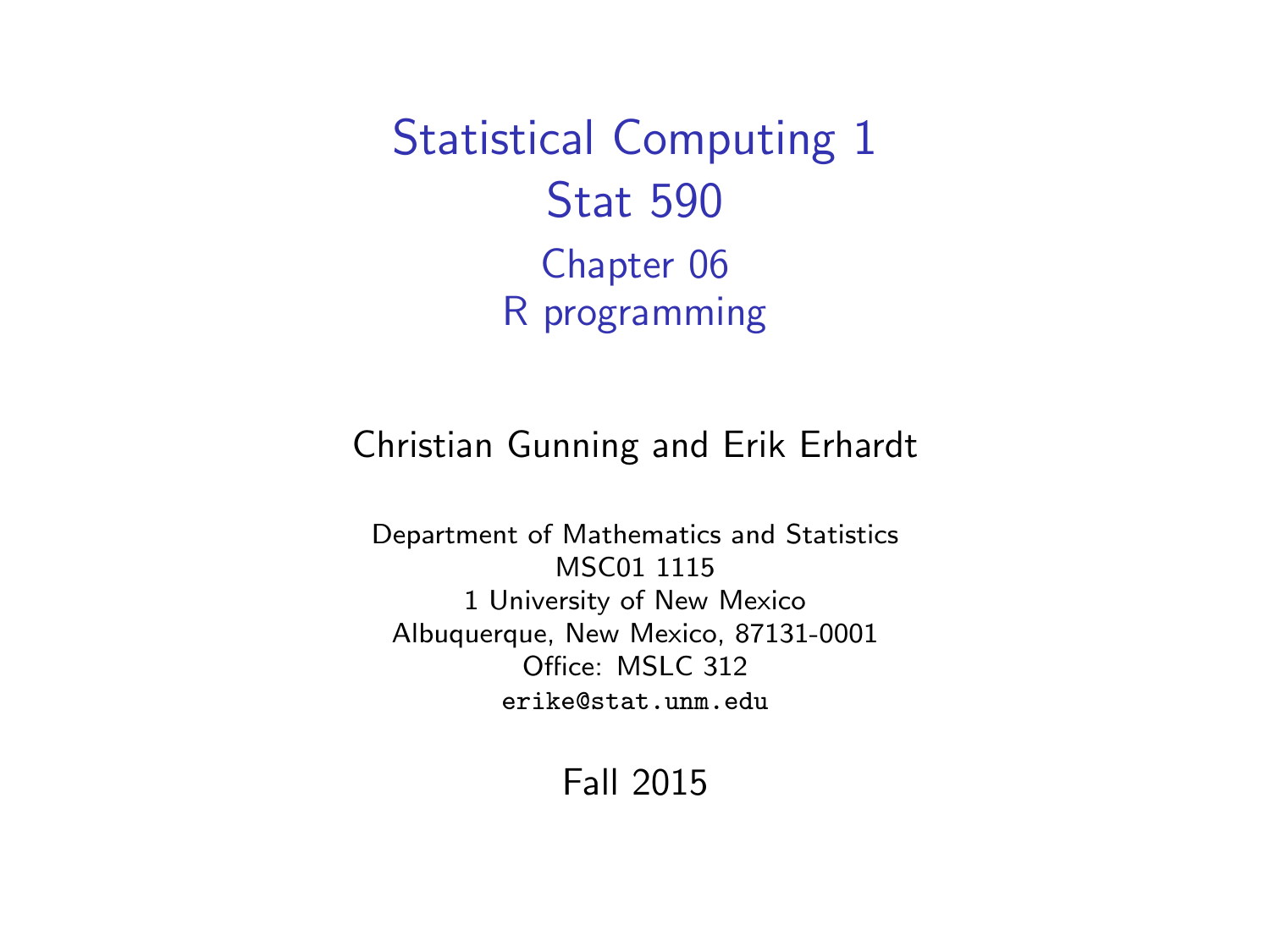# Statistical Computing 1
# Stat 590

## Chapter 06
## R programming

Christian Gunning and Erik Erhardt

Department of Mathematics and Statistics
MSC01 1115
1 University of New Mexico
Albuquerque, New Mexico, 87131-0001
Office: MSLC 312
`erike@stat.unm.edu`

Fall 2015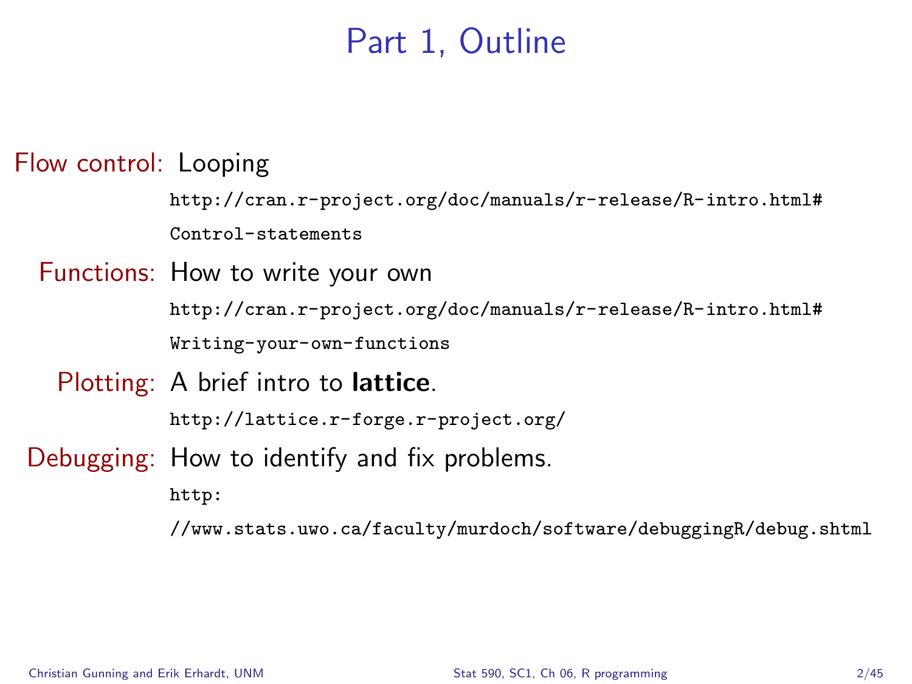# Part 1, Outline

**Flow control:** Looping

`http://cran.r-project.org/doc/manuals/r-release/R-intro.html#Control-statements`

**Functions:** How to write your own

`http://cran.r-project.org/doc/manuals/r-release/R-intro.html#Writing-your-own-functions`

**Plotting:** A brief intro to **lattice**.

`http://lattice.r-forge.r-project.org/`

**Debugging:** How to identify and fix problems.

`http://www.stats.uwo.ca/faculty/murdoch/software/debuggingR/debug.shtml`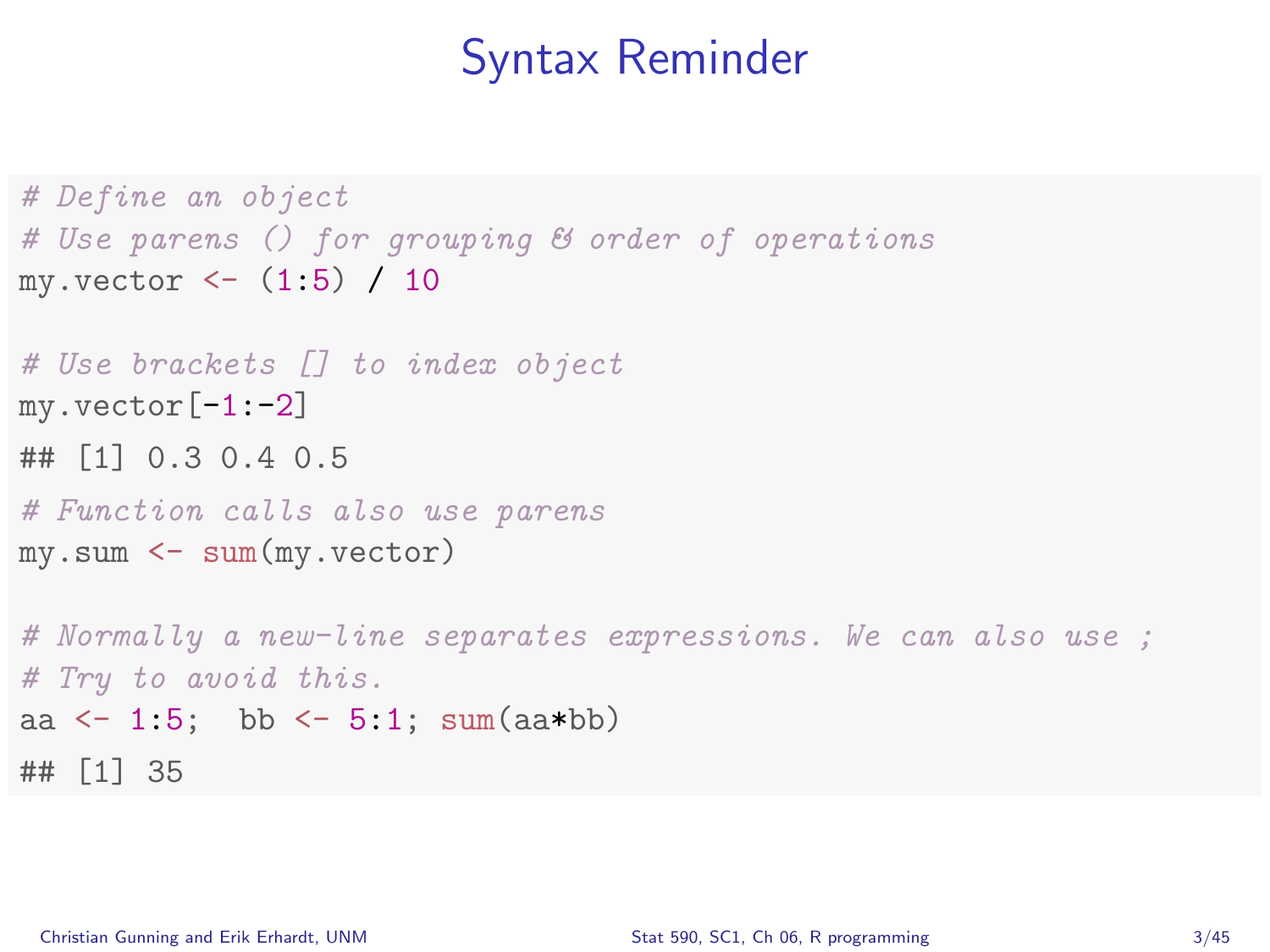# Syntax Reminder

```
# Define an object
# Use parens () for grouping & order of operations
my.vector <- (1:5) / 10

# Use brackets [] to index object
my.vector[-1:-2]
## [1] 0.3 0.4 0.5
# Function calls also use parens
my.sum <- sum(my.vector)

# Normally a new-line separates expressions. We can also use ;
# Try to avoid this.
aa <- 1:5;  bb <- 5:1; sum(aa*bb)
## [1] 35
```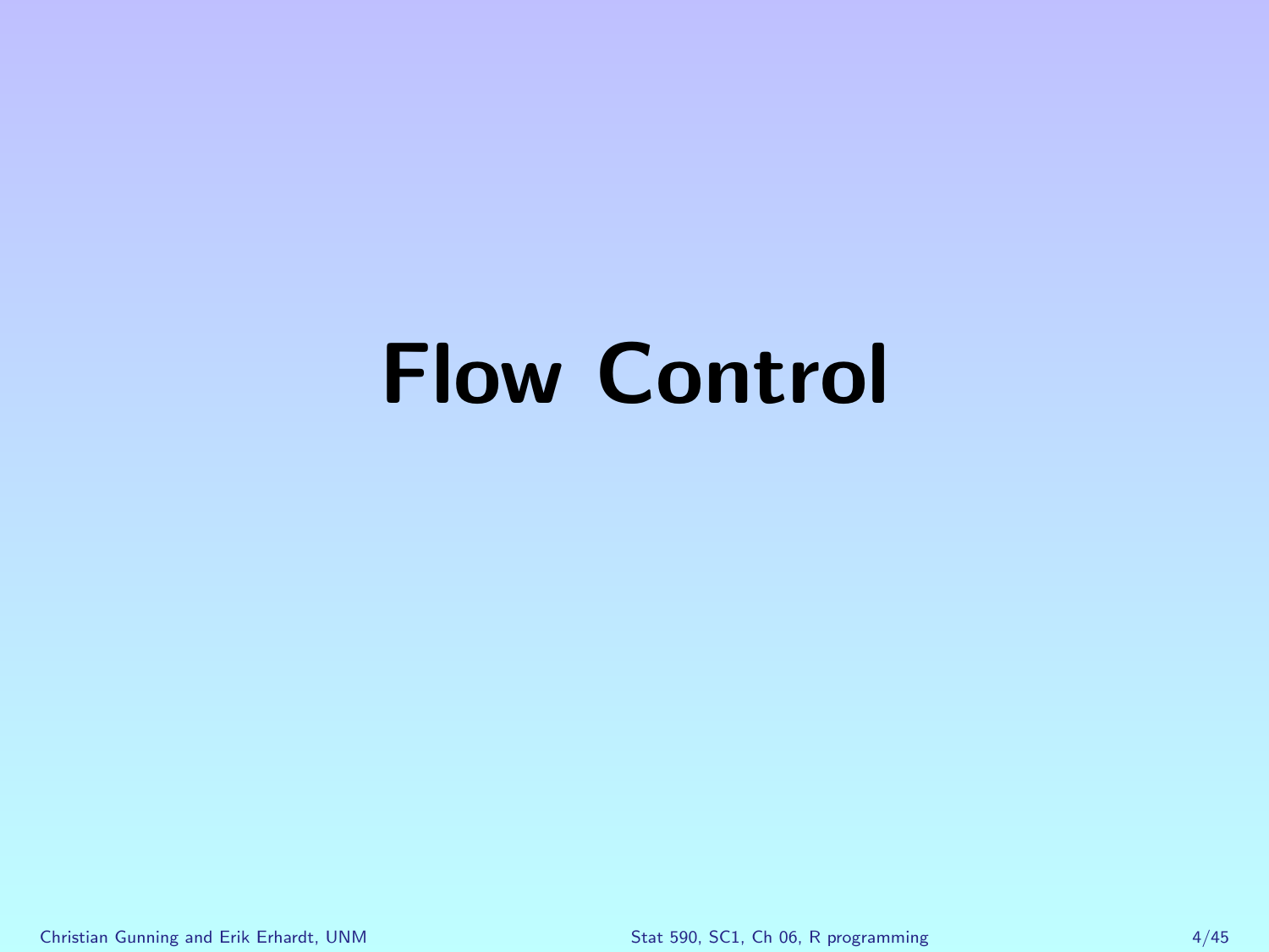# Flow Control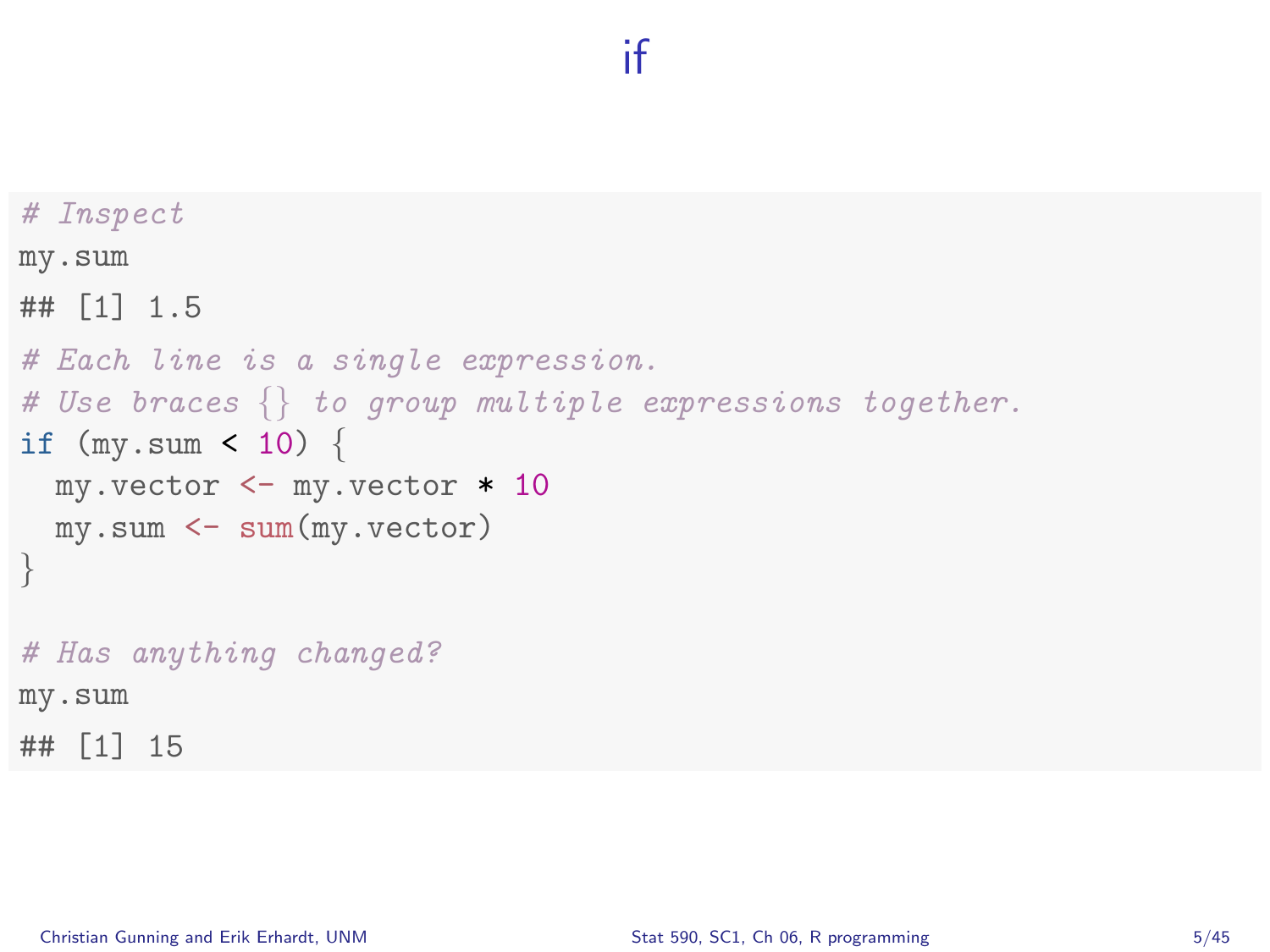# if

```r
# Inspect
my.sum
## [1] 1.5
# Each line is a single expression.
# Use braces {} to group multiple expressions together.
if (my.sum < 10) {
  my.vector <- my.vector * 10
  my.sum <- sum(my.vector)
}

# Has anything changed?
my.sum
## [1] 15
```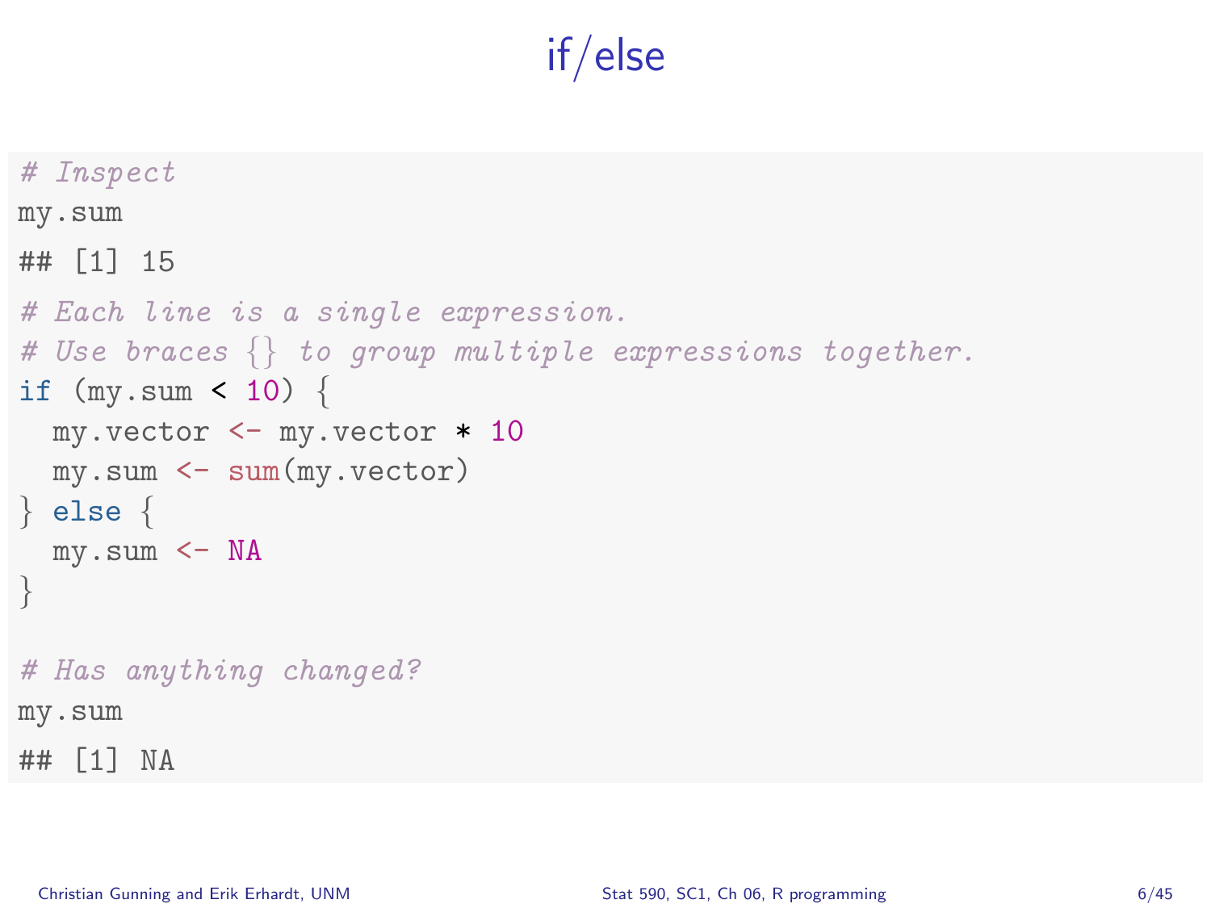# if/else

```
# Inspect
my.sum
## [1] 15
# Each line is a single expression.
# Use braces {} to group multiple expressions together.
if (my.sum < 10) {
  my.vector <- my.vector * 10
  my.sum <- sum(my.vector)
} else {
  my.sum <- NA
}

# Has anything changed?
my.sum
## [1] NA
```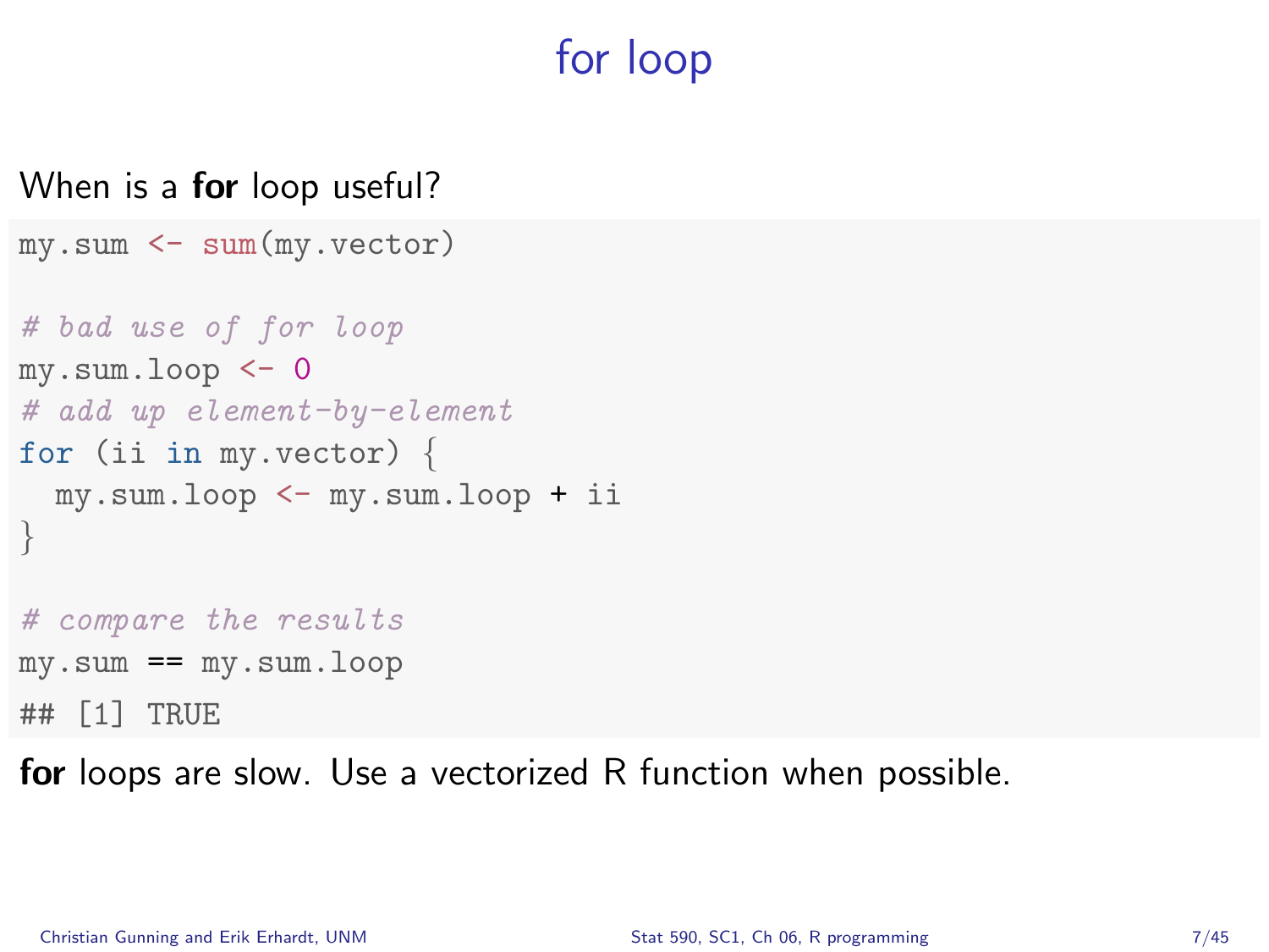# for loop

When is a **for** loop useful?

```
my.sum <- sum(my.vector)

# bad use of for loop
my.sum.loop <- 0
# add up element-by-element
for (ii in my.vector) {
  my.sum.loop <- my.sum.loop + ii
}

# compare the results
my.sum == my.sum.loop
## [1] TRUE
```

**for** loops are slow. Use a vectorized R function when possible.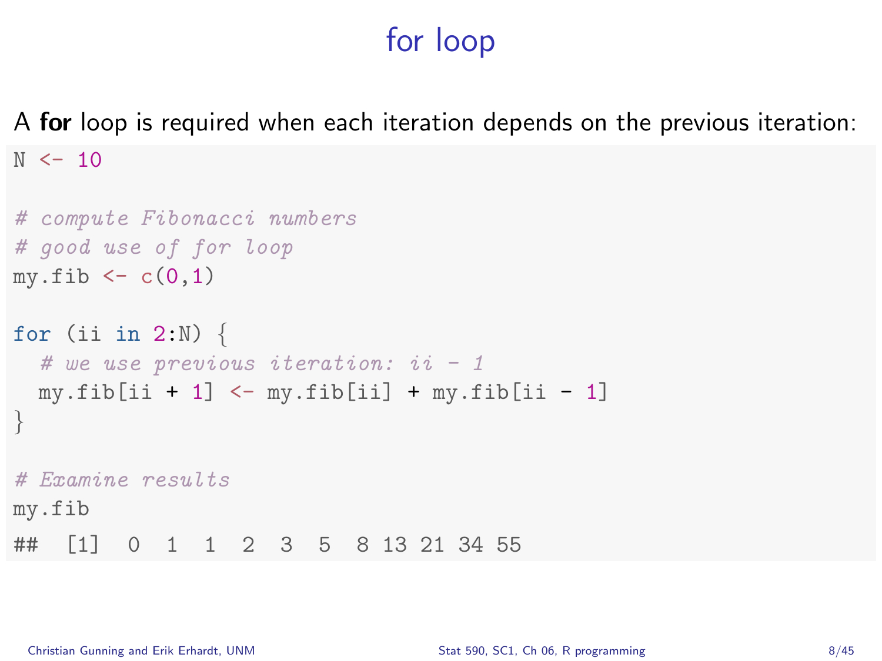# for loop

A **for** loop is required when each iteration depends on the previous iteration:

```
N <- 10

# compute Fibonacci numbers
# good use of for loop
my.fib <- c(0,1)

for (ii in 2:N) {
  # we use previous iteration: ii - 1
  my.fib[ii + 1] <- my.fib[ii] + my.fib[ii - 1]
}

# Examine results
my.fib
```

```
##  [1]  0  1  1  2  3  5  8 13 21 34 55
```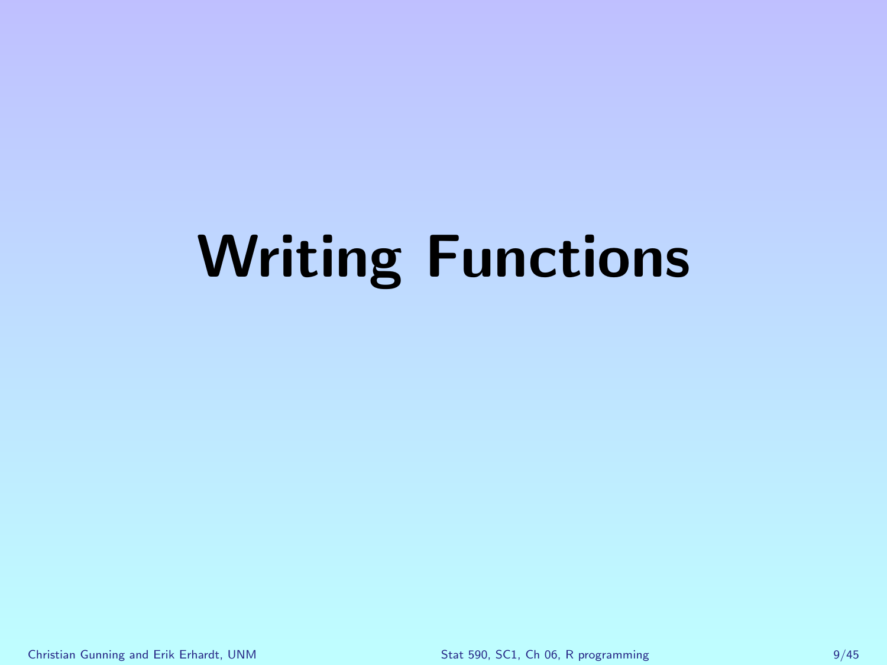# Writing Functions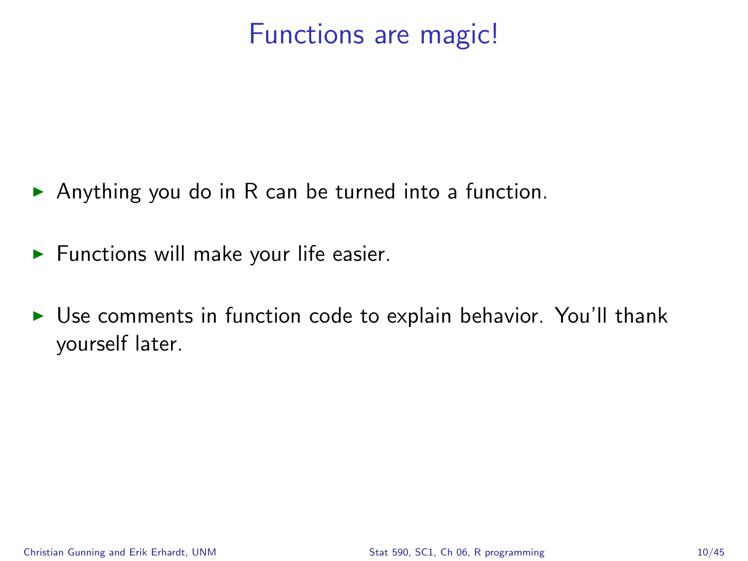# Functions are magic!

- Anything you do in R can be turned into a function.
- Functions will make your life easier.
- Use comments in function code to explain behavior. You'll thank yourself later.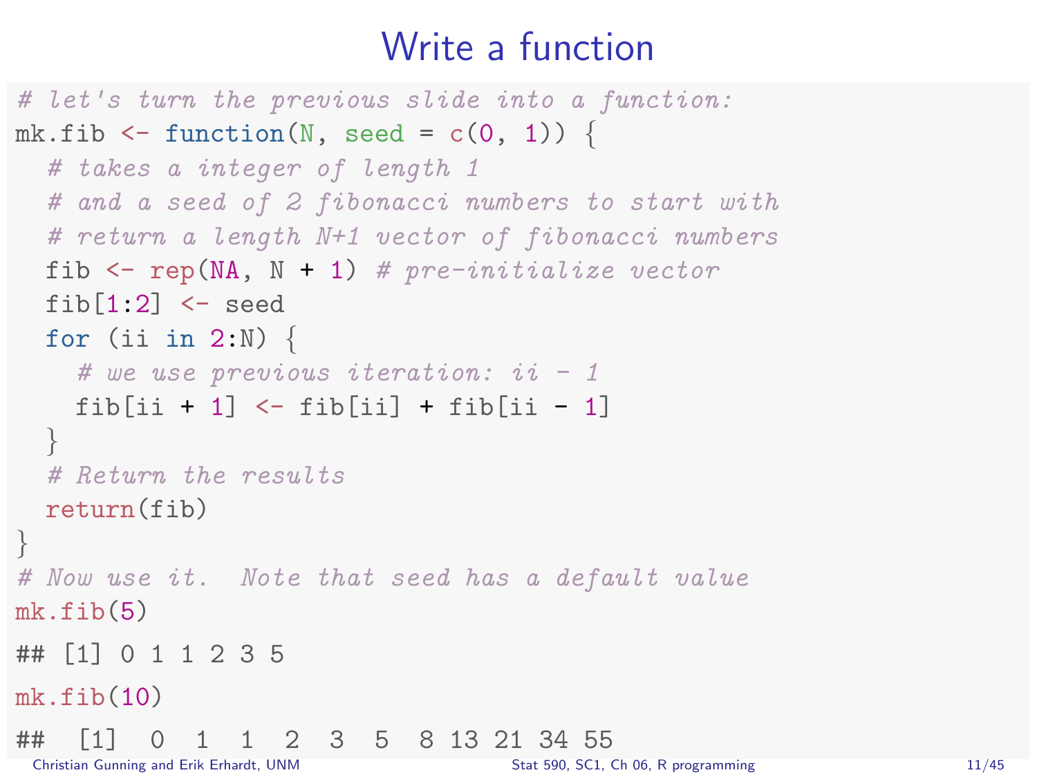# Write a function

```
# let's turn the previous slide into a function:
mk.fib <- function(N, seed = c(0, 1)) {
  # takes a integer of length 1
  # and a seed of 2 fibonacci numbers to start with
  # return a length N+1 vector of fibonacci numbers
  fib <- rep(NA, N + 1) # pre-initialize vector
  fib[1:2] <- seed
  for (ii in 2:N) {
    # we use previous iteration: ii - 1
    fib[ii + 1] <- fib[ii] + fib[ii - 1]
  }
  # Return the results
  return(fib)
}
# Now use it.  Note that seed has a default value
mk.fib(5)
```

```
## [1] 0 1 1 2 3 5
```

```
mk.fib(10)
```

```
##  [1]  0  1  1  2  3  5  8 13 21 34 55
```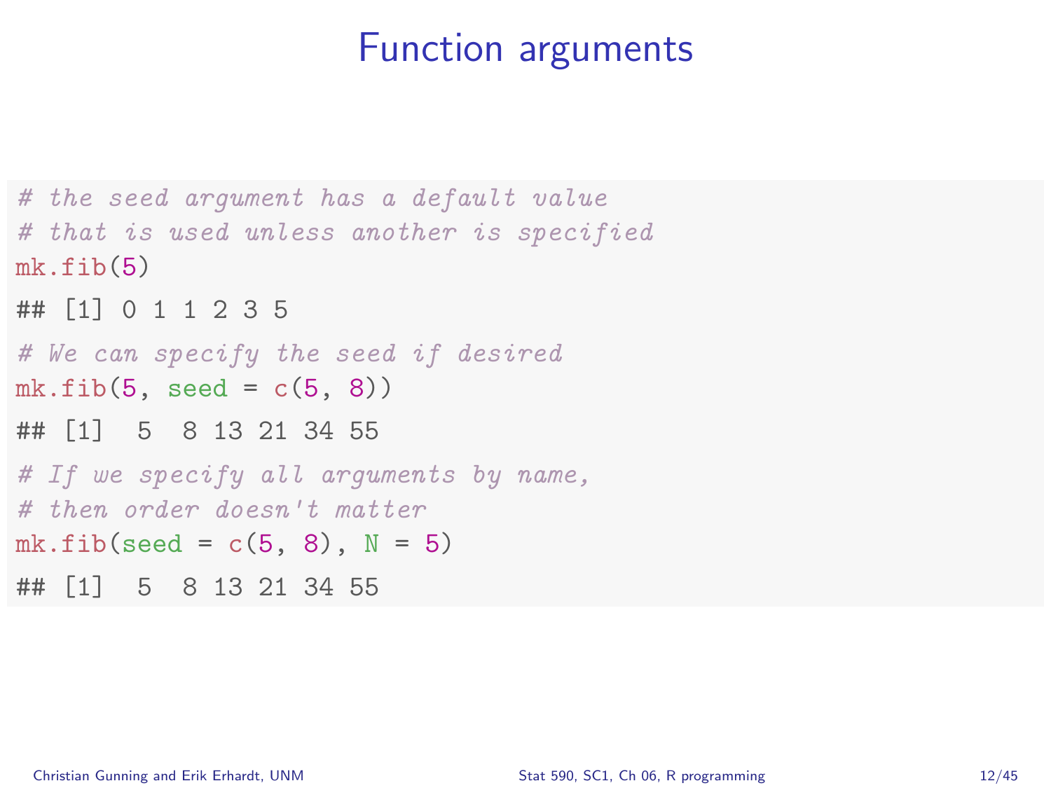# Function arguments

```r
# the seed argument has a default value
# that is used unless another is specified
mk.fib(5)
## [1] 0 1 1 2 3 5
# We can specify the seed if desired
mk.fib(5, seed = c(5, 8))
## [1]  5  8 13 21 34 55
# If we specify all arguments by name,
# then order doesn't matter
mk.fib(seed = c(5, 8), N = 5)
## [1]  5  8 13 21 34 55
```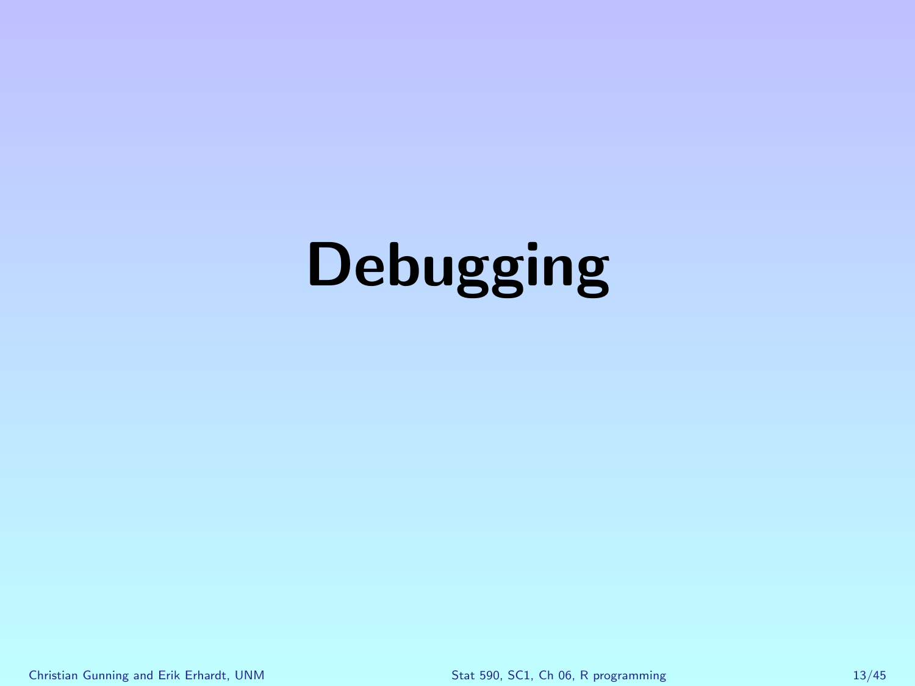# Debugging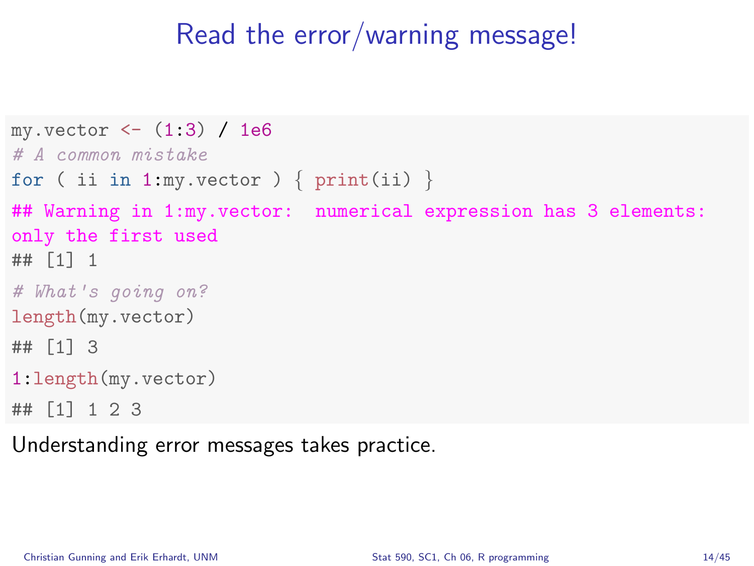# Read the error/warning message!

```
my.vector <- (1:3) / 1e6
# A common mistake
for ( ii in 1:my.vector ) { print(ii) }
## Warning in 1:my.vector:  numerical expression has 3 elements:
only the first used
## [1] 1
# What's going on?
length(my.vector)
## [1] 3
1:length(my.vector)
## [1] 1 2 3
```

Understanding error messages takes practice.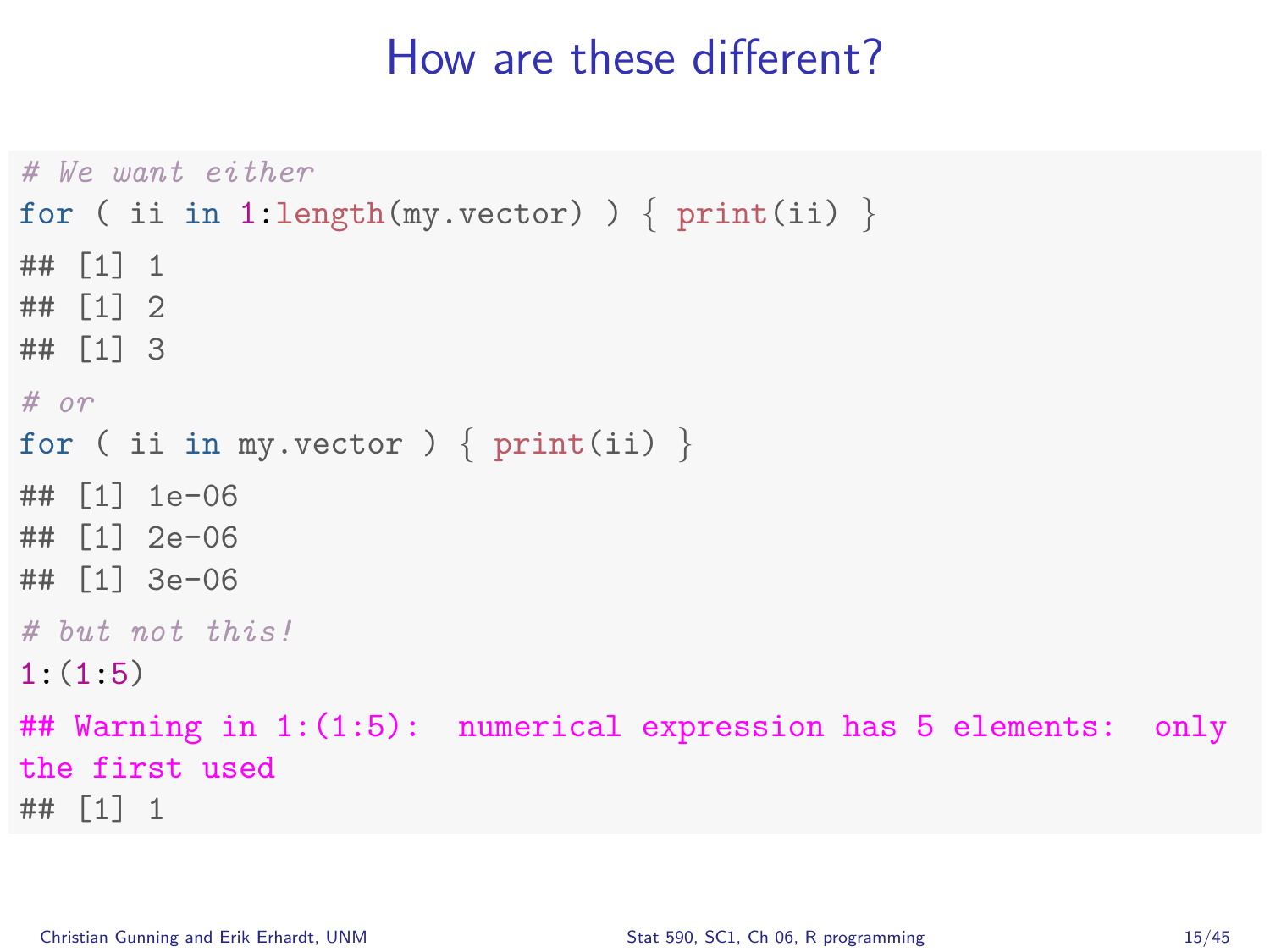# How are these different?

```r
# We want either
for ( ii in 1:length(my.vector) ) { print(ii) }
## [1] 1
## [1] 2
## [1] 3
# or
for ( ii in my.vector ) { print(ii) }
## [1] 1e-06
## [1] 2e-06
## [1] 3e-06
# but not this!
1:(1:5)
## Warning in 1:(1:5): numerical expression has 5 elements: only
the first used
## [1] 1
```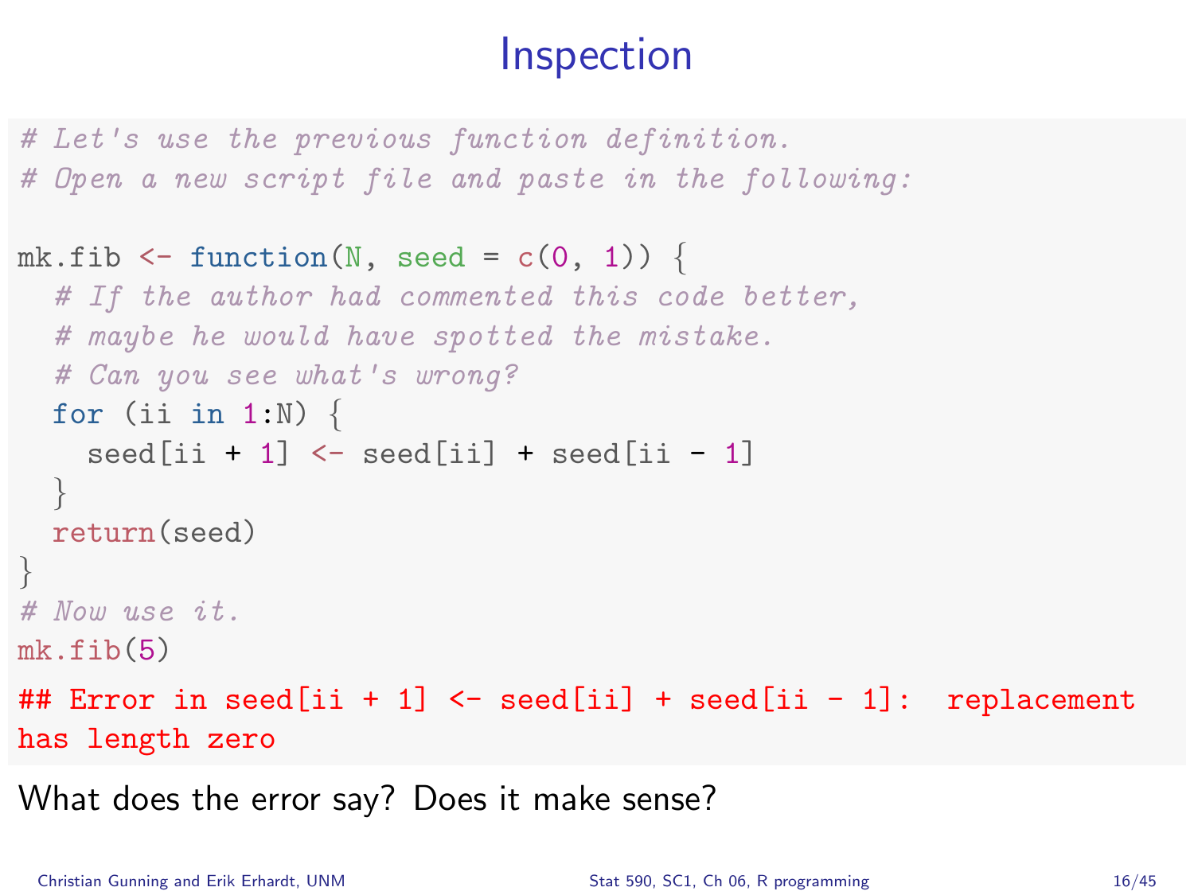# Inspection

```r
# Let's use the previous function definition.
# Open a new script file and paste in the following:

mk.fib <- function(N, seed = c(0, 1)) {
  # If the author had commented this code better,
  # maybe he would have spotted the mistake.
  # Can you see what's wrong?
  for (ii in 1:N) {
    seed[ii + 1] <- seed[ii] + seed[ii - 1]
  }
  return(seed)
}
# Now use it.
mk.fib(5)
## Error in seed[ii + 1] <- seed[ii] + seed[ii - 1]:  replacement
has length zero
```

What does the error say? Does it make sense?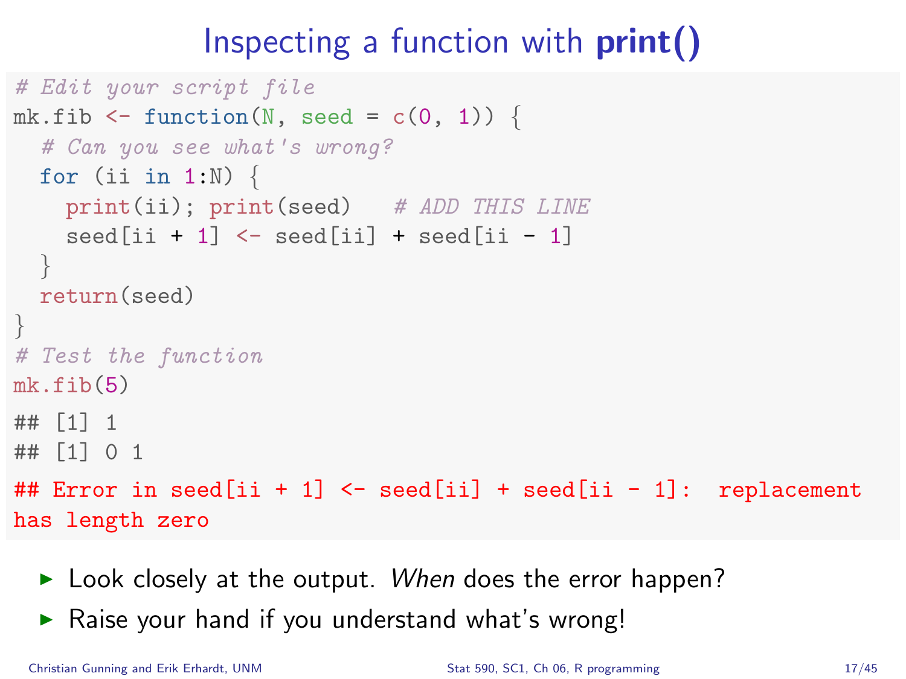# Inspecting a function with **print()**

```r
# Edit your script file
mk.fib <- function(N, seed = c(0, 1)) {
  # Can you see what's wrong?
  for (ii in 1:N) {
    print(ii); print(seed)   # ADD THIS LINE
    seed[ii + 1] <- seed[ii] + seed[ii - 1]
  }
  return(seed)
}
# Test the function
mk.fib(5)
## [1] 1
## [1] 0 1
## Error in seed[ii + 1] <- seed[ii] + seed[ii - 1]:  replacement
has length zero
```

- Look closely at the output. *When* does the error happen?
- Raise your hand if you understand what's wrong!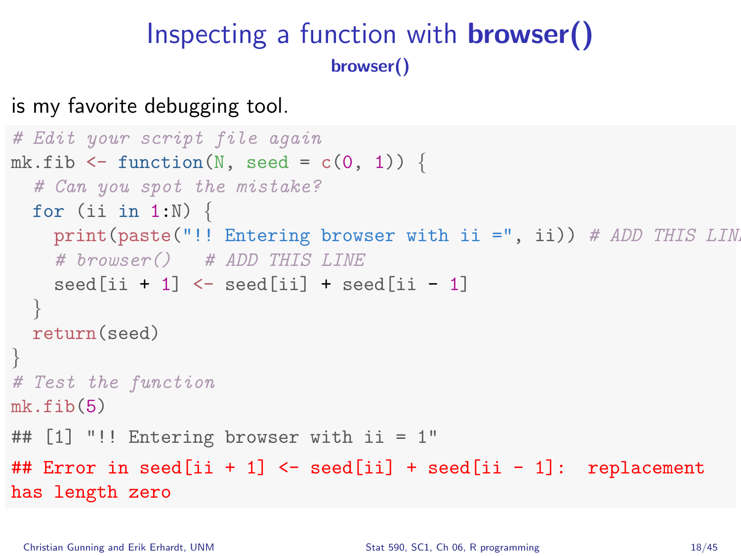# Inspecting a function with **browser()**

**browser()**

is my favorite debugging tool.

```r
# Edit your script file again
mk.fib <- function(N, seed = c(0, 1)) {
  # Can you spot the mistake?
  for (ii in 1:N) {
    print(paste("!! Entering browser with ii =", ii)) # ADD THIS LIN
    # browser()   # ADD THIS LINE
    seed[ii + 1] <- seed[ii] + seed[ii - 1]
  }
  return(seed)
}
# Test the function
mk.fib(5)
## [1] "!! Entering browser with ii = 1"
## Error in seed[ii + 1] <- seed[ii] + seed[ii - 1]:  replacement
has length zero
```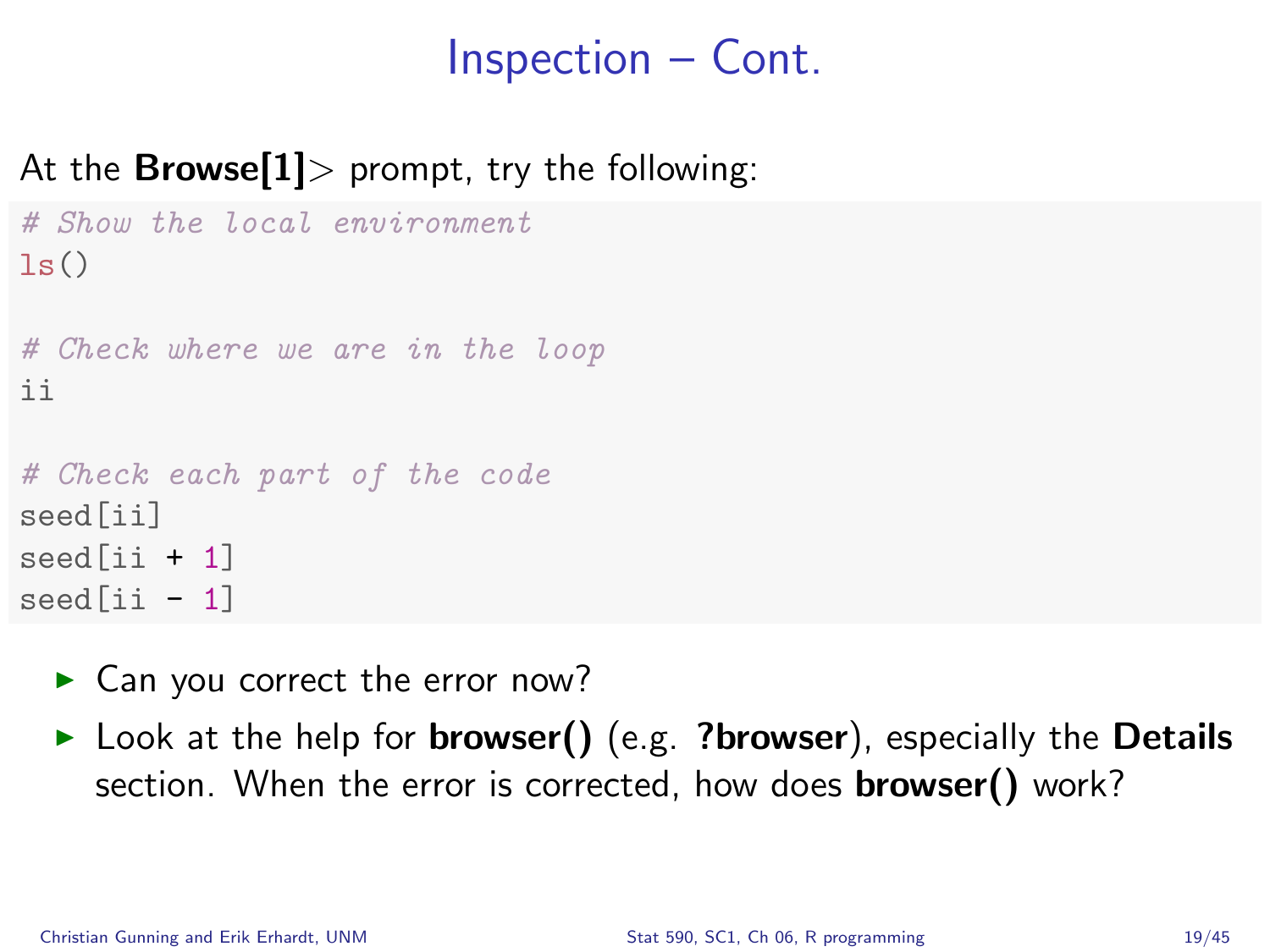# Inspection – Cont.

At the **Browse[1]**> prompt, try the following:

```
# Show the local environment
ls()

# Check where we are in the loop
ii

# Check each part of the code
seed[ii]
seed[ii + 1]
seed[ii - 1]
```

- Can you correct the error now?
- Look at the help for **browser()** (e.g. **?browser**), especially the **Details** section. When the error is corrected, how does **browser()** work?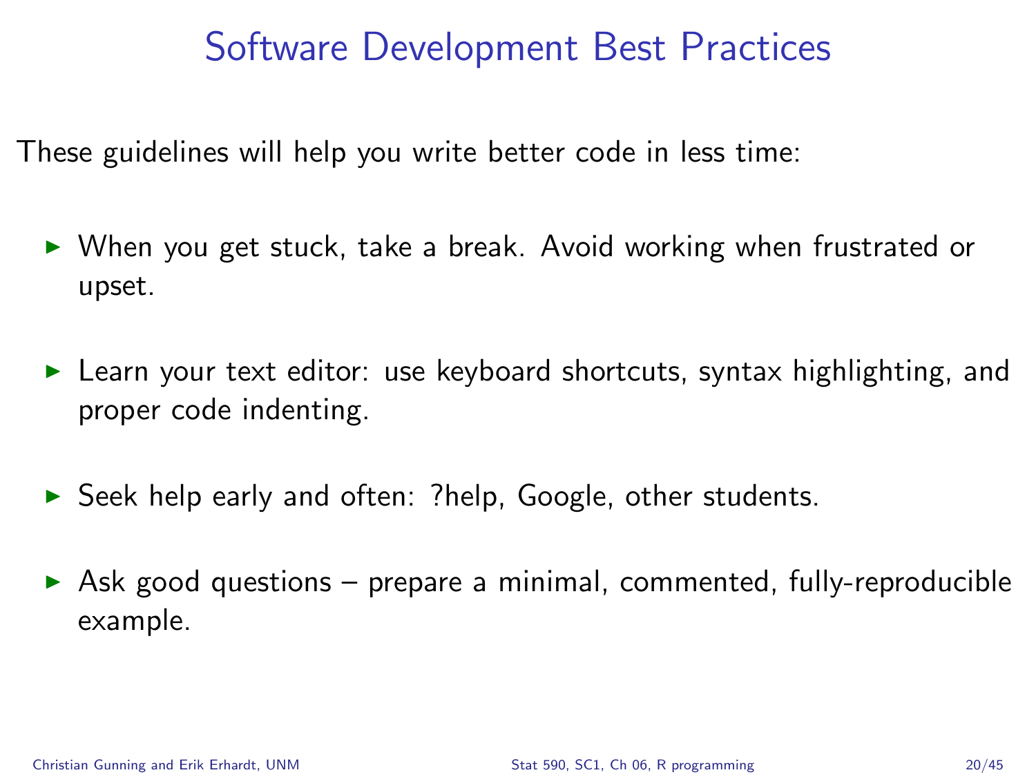# Software Development Best Practices

These guidelines will help you write better code in less time:

- When you get stuck, take a break. Avoid working when frustrated or upset.
- Learn your text editor: use keyboard shortcuts, syntax highlighting, and proper code indenting.
- Seek help early and often: ?help, Google, other students.
- Ask good questions – prepare a minimal, commented, fully-reproducible example.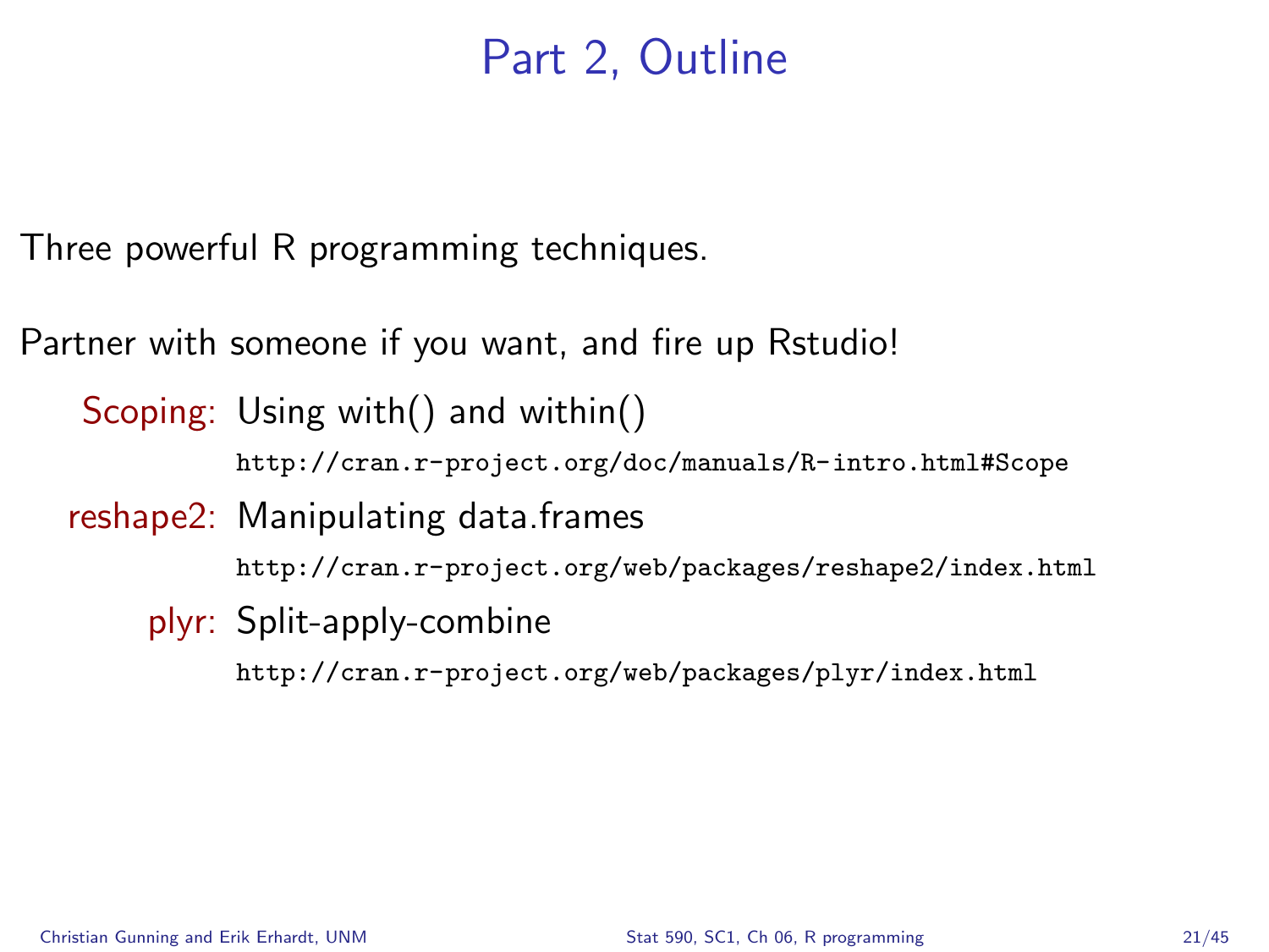# Part 2, Outline

Three powerful R programming techniques.

Partner with someone if you want, and fire up Rstudio!

**Scoping:** Using with() and within()
`http://cran.r-project.org/doc/manuals/R-intro.html#Scope`

**reshape2:** Manipulating data.frames
`http://cran.r-project.org/web/packages/reshape2/index.html`

**plyr:** Split-apply-combine
`http://cran.r-project.org/web/packages/plyr/index.html`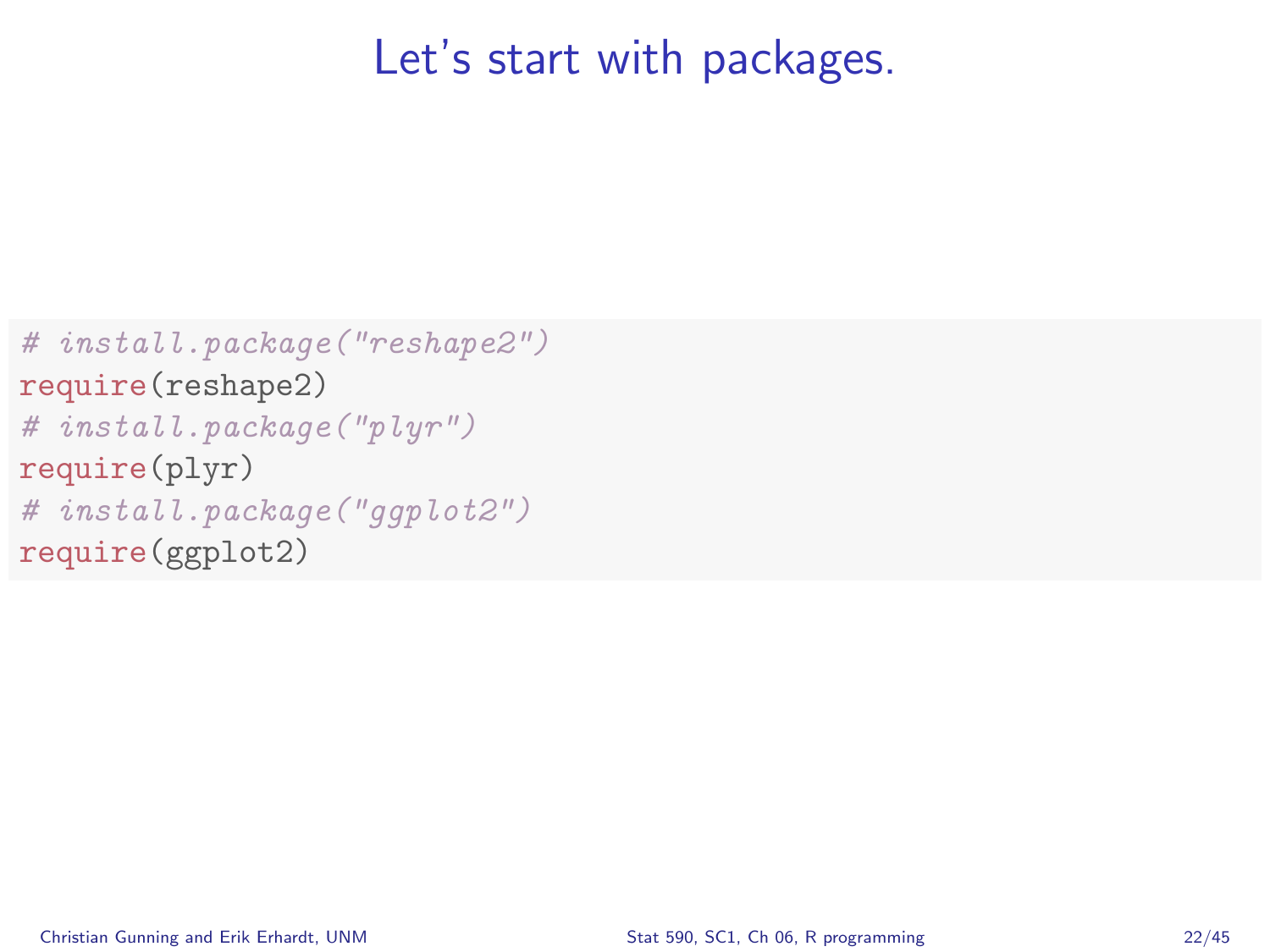# Let's start with packages.

```r
# install.package("reshape2")
require(reshape2)
# install.package("plyr")
require(plyr)
# install.package("ggplot2")
require(ggplot2)
```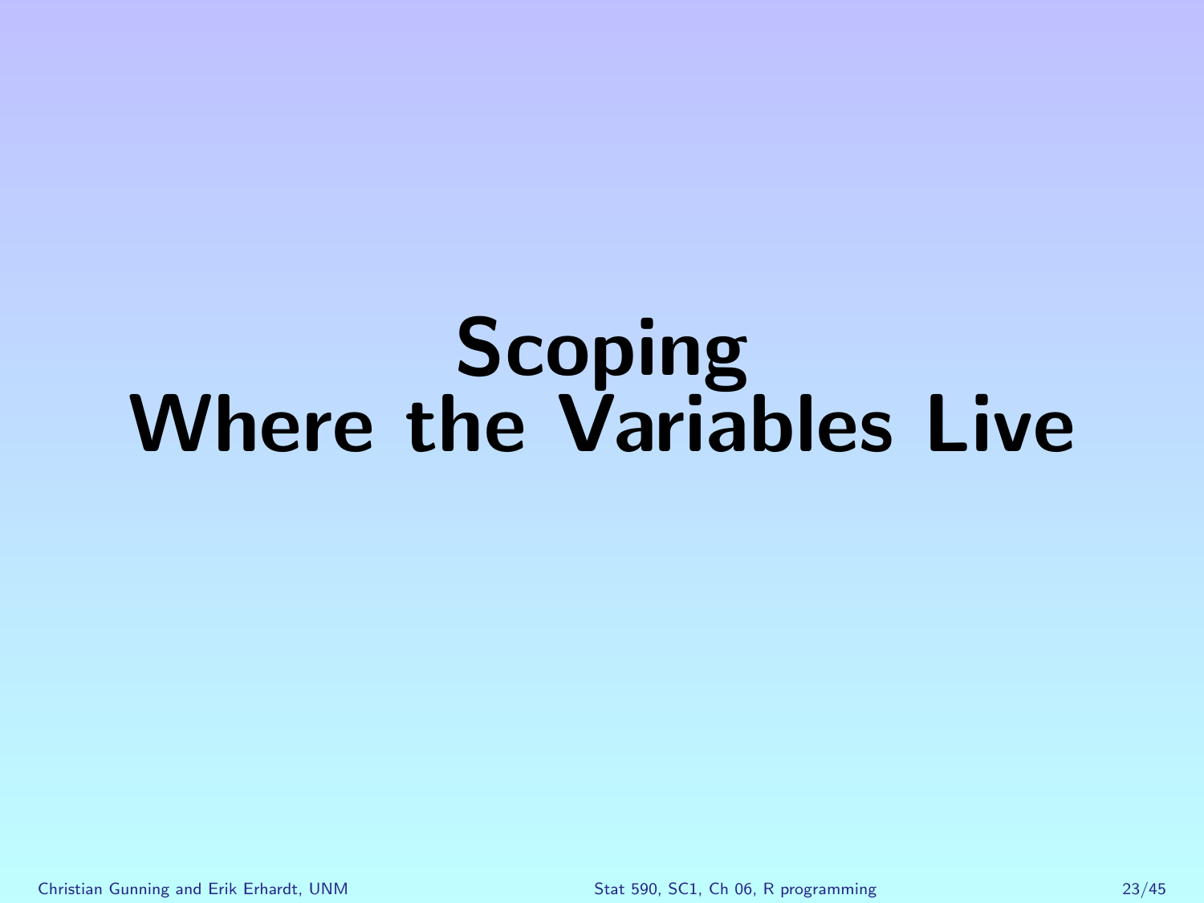# Scoping
# Where the Variables Live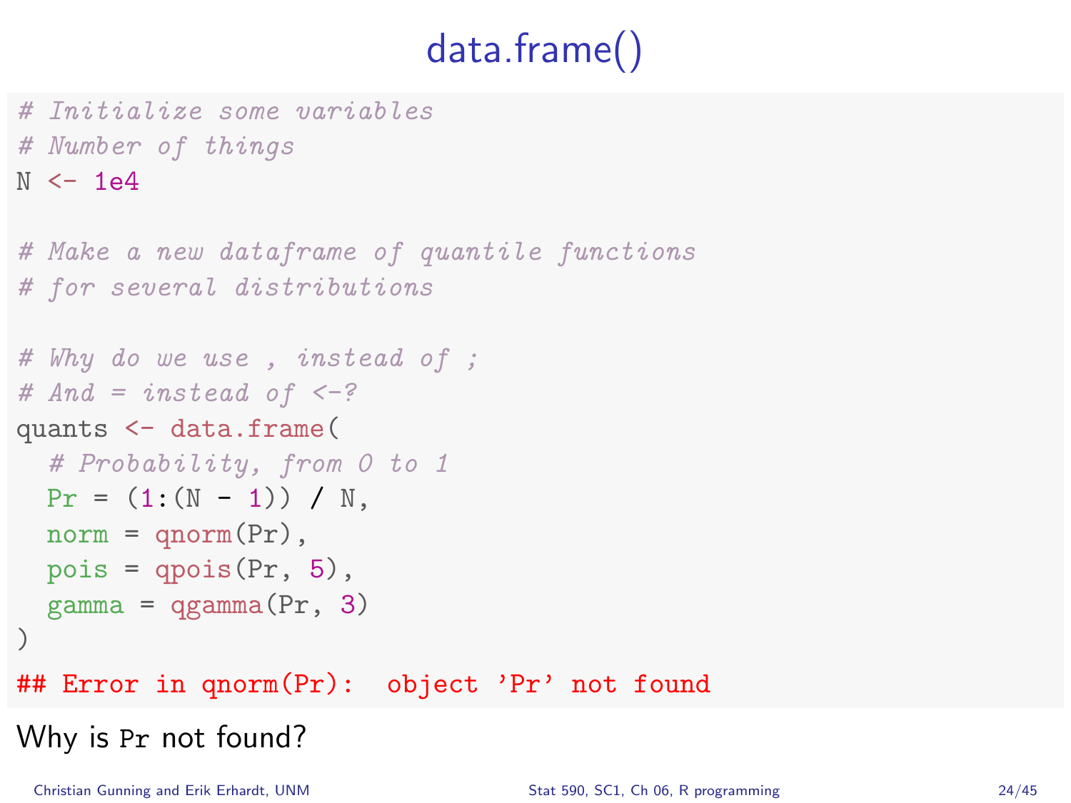# data.frame()

```r
# Initialize some variables
# Number of things
N <- 1e4

# Make a new dataframe of quantile functions
# for several distributions

# Why do we use , instead of ;
# And = instead of <-?
quants <- data.frame(
  # Probability, from 0 to 1
  Pr = (1:(N - 1)) / N,
  norm = qnorm(Pr),
  pois = qpois(Pr, 5),
  gamma = qgamma(Pr, 3)
)
## Error in qnorm(Pr):  object 'Pr' not found
```

Why is `Pr` not found?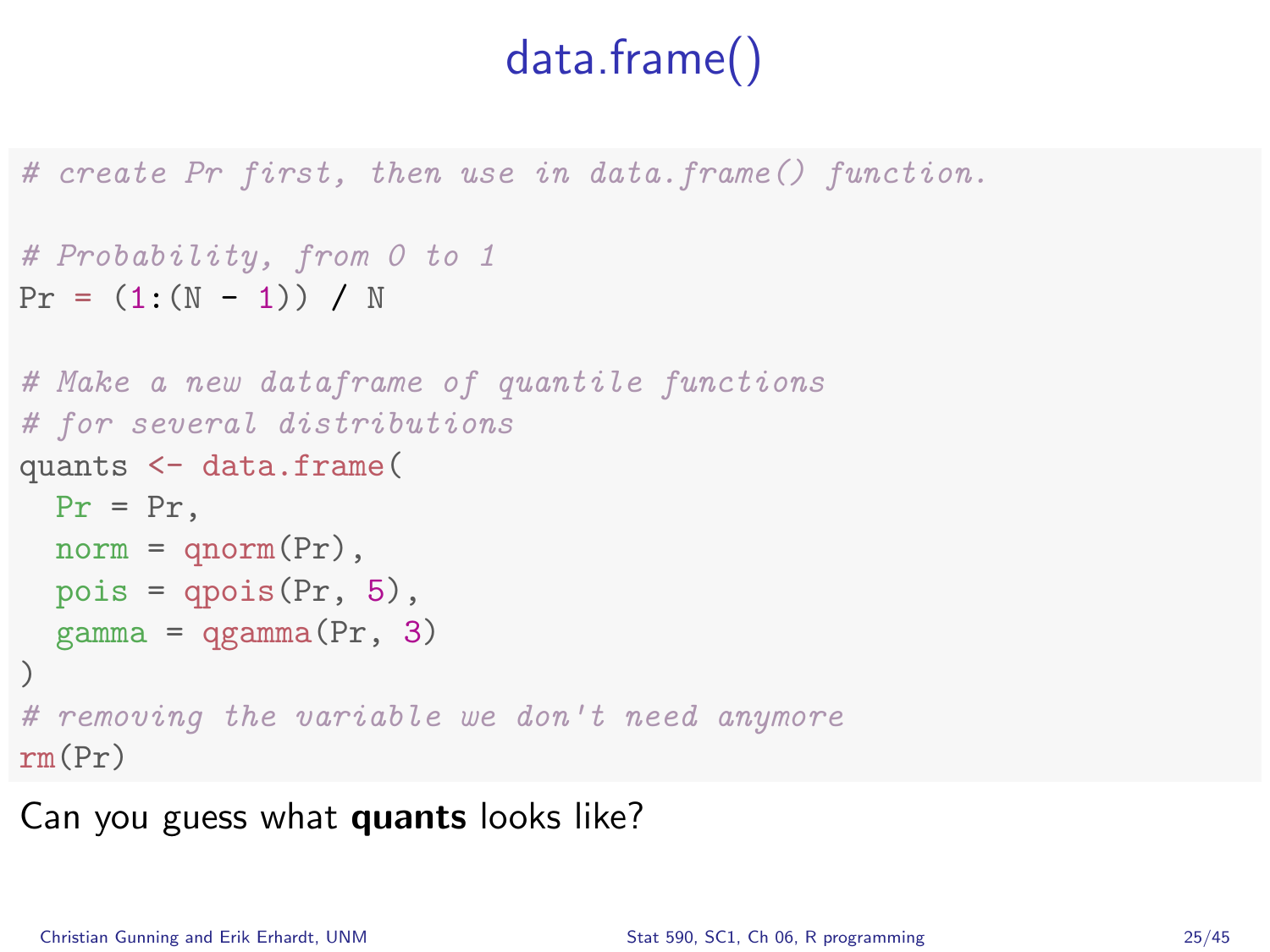# data.frame()

```
# create Pr first, then use in data.frame() function.

# Probability, from 0 to 1
Pr = (1:(N - 1)) / N

# Make a new dataframe of quantile functions
# for several distributions
quants <- data.frame(
  Pr = Pr,
  norm = qnorm(Pr),
  pois = qpois(Pr, 5),
  gamma = qgamma(Pr, 3)
)
# removing the variable we don't need anymore
rm(Pr)
```

Can you guess what **quants** looks like?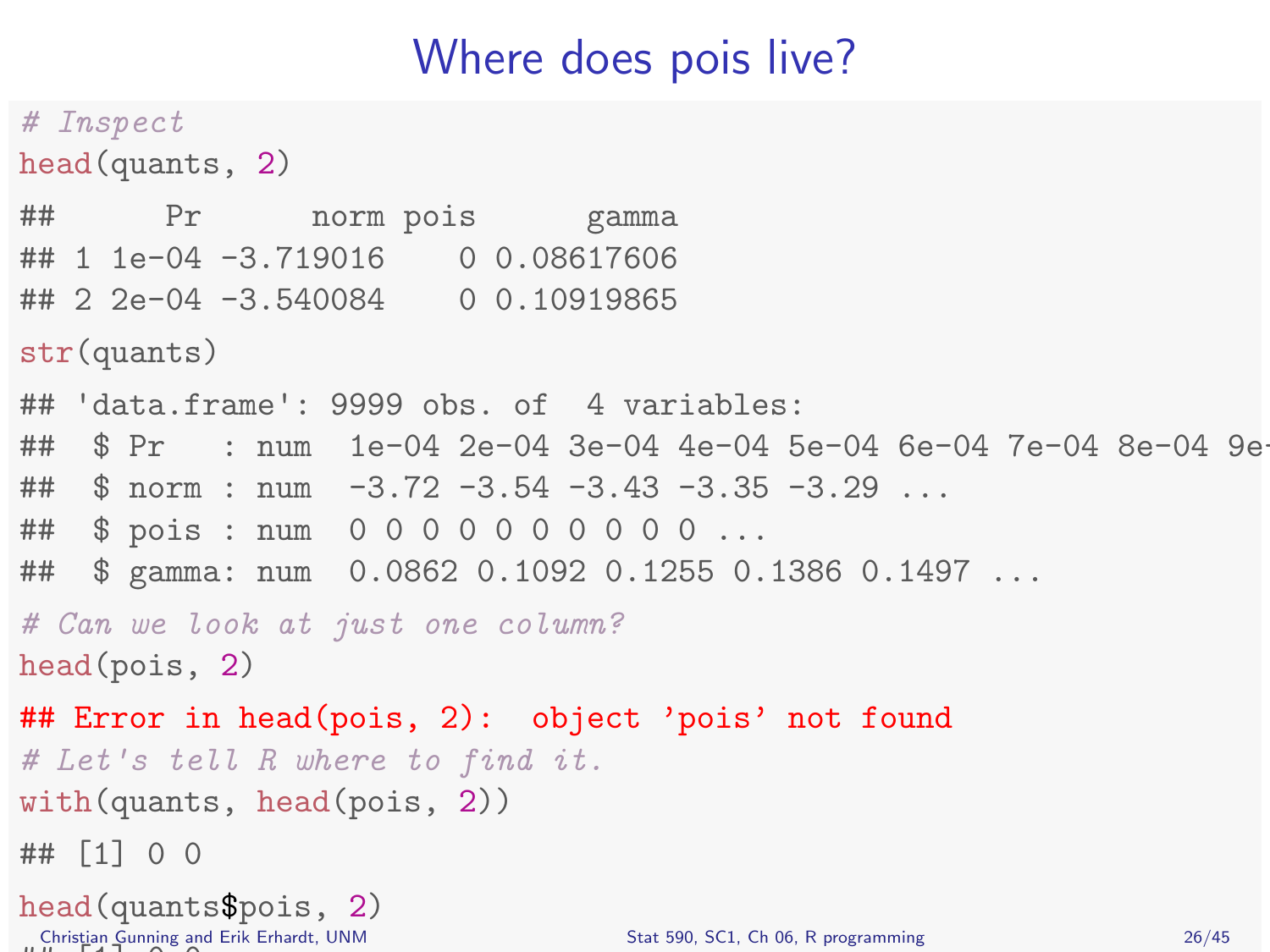# Where does pois live?

```
# Inspect
head(quants, 2)

##      Pr      norm pois      gamma
## 1 1e-04 -3.719016    0 0.08617606
## 2 2e-04 -3.540084    0 0.10919865

str(quants)

## 'data.frame': 9999 obs. of  4 variables:
##  $ Pr   : num  1e-04 2e-04 3e-04 4e-04 5e-04 6e-04 7e-04 8e-04 9e-
##  $ norm : num  -3.72 -3.54 -3.43 -3.35 -3.29 ...
##  $ pois : num  0 0 0 0 0 0 0 0 0 0 ...
##  $ gamma: num  0.0862 0.1092 0.1255 0.1386 0.1497 ...

# Can we look at just one column?
head(pois, 2)

## Error in head(pois, 2):  object 'pois' not found
# Let's tell R where to find it.
with(quants, head(pois, 2))

## [1] 0 0

head(quants$pois, 2)

## [1] 0 0
```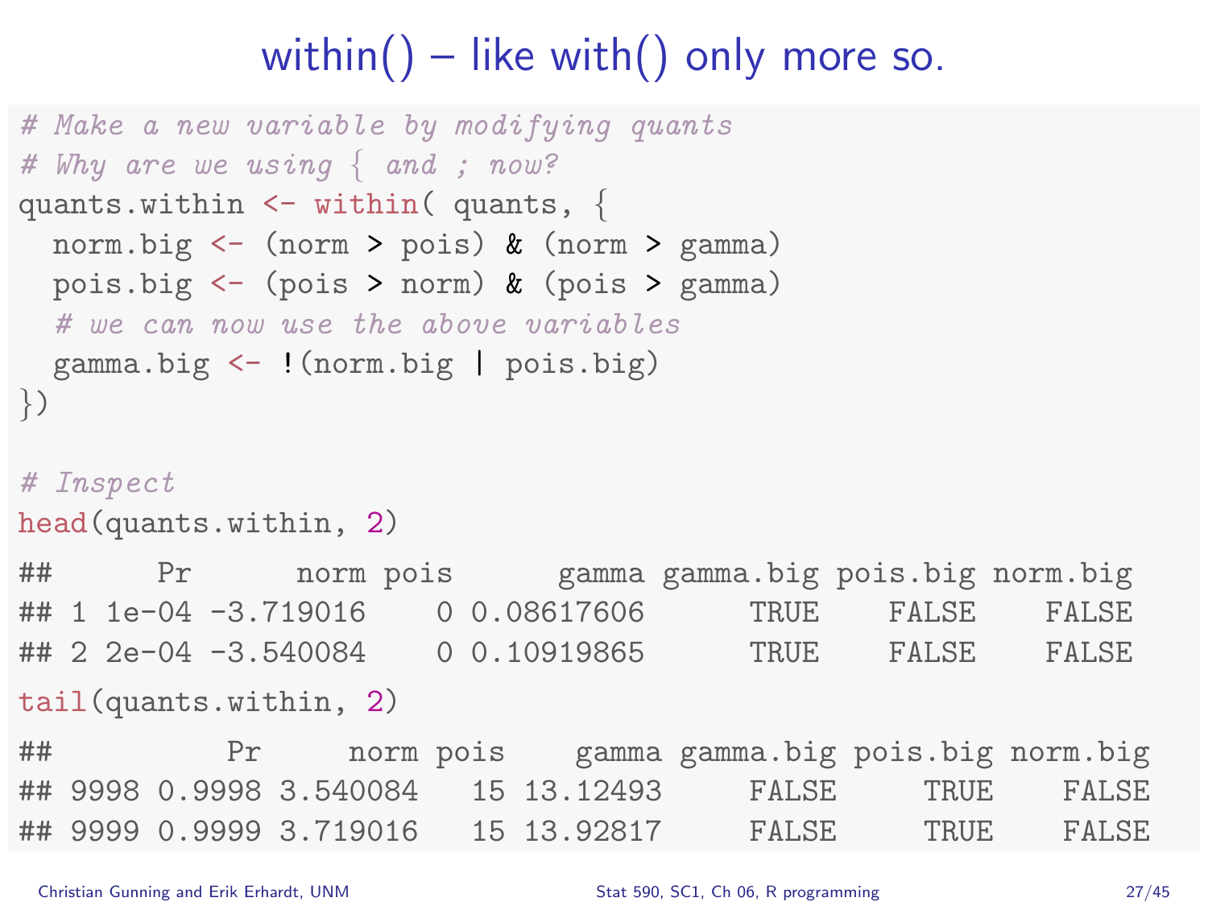# within() – like with() only more so.

```
# Make a new variable by modifying quants
# Why are we using { and ; now?
quants.within <- within( quants, {
  norm.big <- (norm > pois) & (norm > gamma)
  pois.big <- (pois > norm) & (pois > gamma)
  # we can now use the above variables
  gamma.big <- !(norm.big | pois.big)
})

# Inspect
head(quants.within, 2)
```

```
##      Pr      norm pois      gamma gamma.big pois.big norm.big
## 1 1e-04 -3.719016    0 0.08617606      TRUE    FALSE    FALSE
## 2 2e-04 -3.540084    0 0.10919865      TRUE    FALSE    FALSE
```

```
tail(quants.within, 2)
```

```
##          Pr     norm pois    gamma gamma.big pois.big norm.big
## 9998 0.9998 3.540084   15 13.12493     FALSE     TRUE    FALSE
## 9999 0.9999 3.719016   15 13.92817     FALSE     TRUE    FALSE
```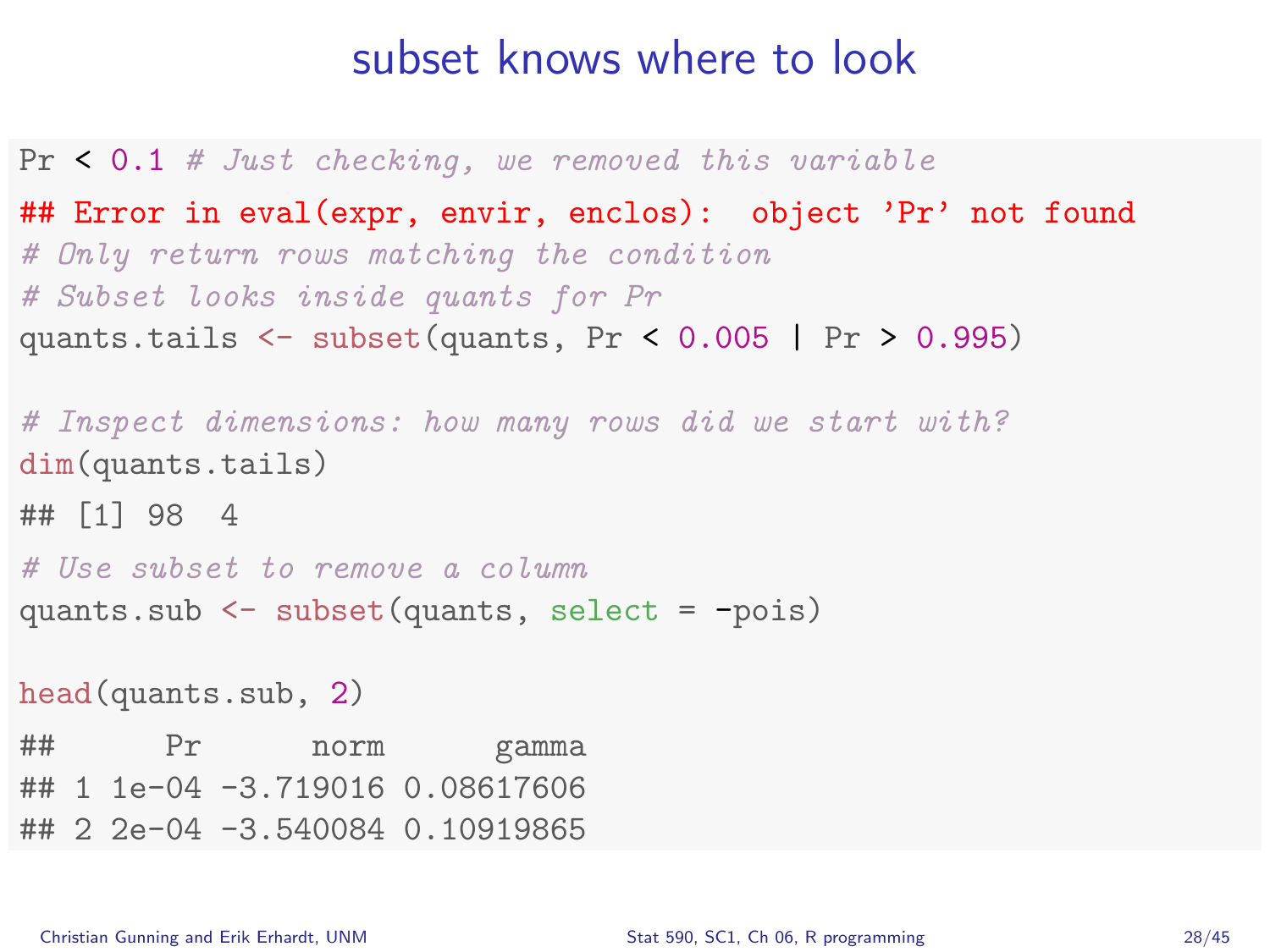# subset knows where to look

```
Pr < 0.1 # Just checking, we removed this variable
## Error in eval(expr, envir, enclos):  object 'Pr' not found
# Only return rows matching the condition
# Subset looks inside quants for Pr
quants.tails <- subset(quants, Pr < 0.005 | Pr > 0.995)

# Inspect dimensions: how many rows did we start with?
dim(quants.tails)
## [1] 98  4
# Use subset to remove a column
quants.sub <- subset(quants, select = -pois)

head(quants.sub, 2)
##      Pr      norm      gamma
## 1 1e-04 -3.719016 0.08617606
## 2 2e-04 -3.540084 0.10919865
```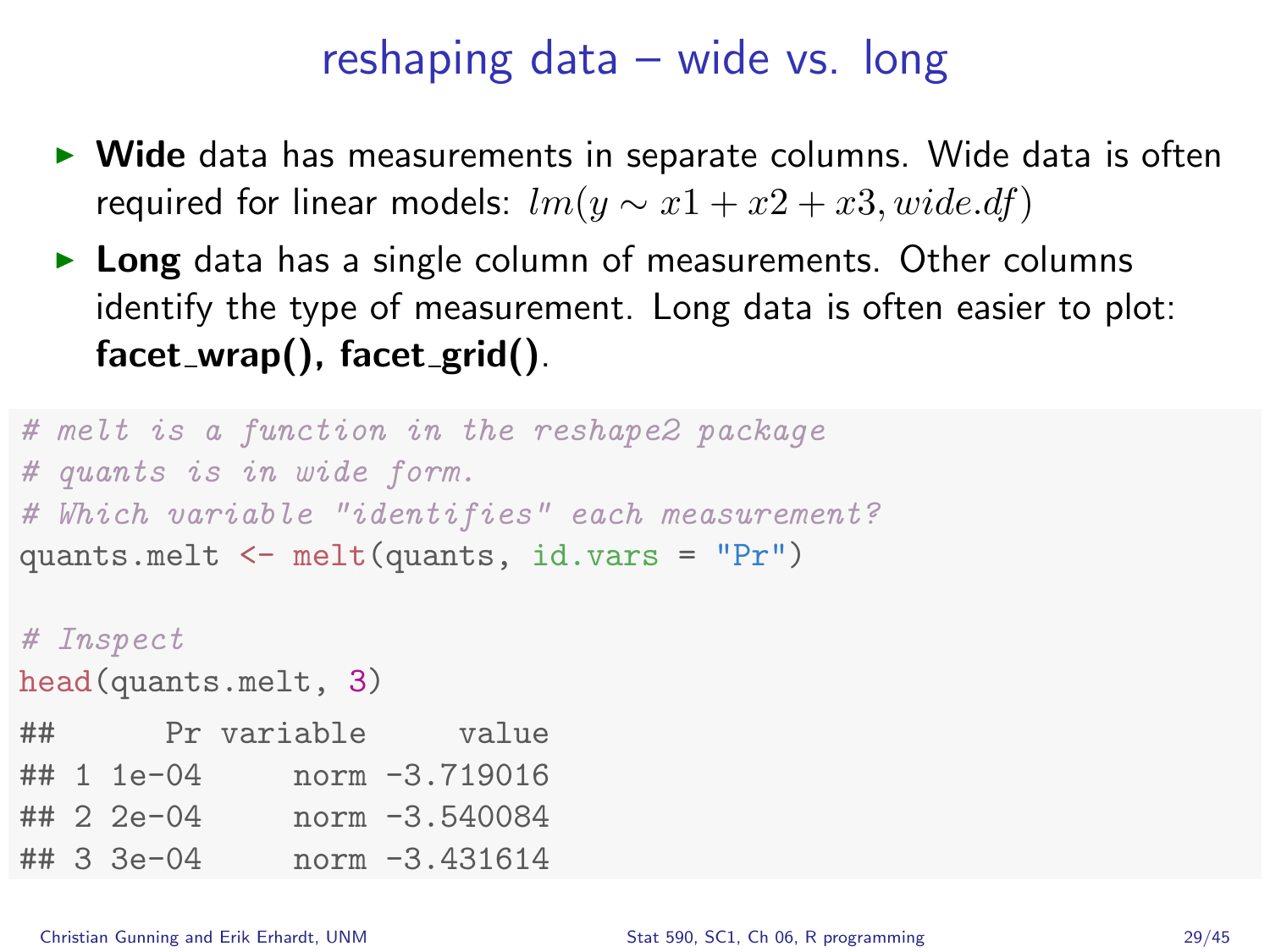# reshaping data – wide vs. long

- **Wide** data has measurements in separate columns. Wide data is often required for linear models: $lm(y \sim x1 + x2 + x3, wide.df)$
- **Long** data has a single column of measurements. Other columns identify the type of measurement. Long data is often easier to plot: **facet_wrap(), facet_grid()**.

```
# melt is a function in the reshape2 package
# quants is in wide form.
# Which variable "identifies" each measurement?
quants.melt <- melt(quants, id.vars = "Pr")

# Inspect
head(quants.melt, 3)
```

```
##      Pr variable     value
## 1 1e-04     norm -3.719016
## 2 2e-04     norm -3.540084
## 3 3e-04     norm -3.431614
```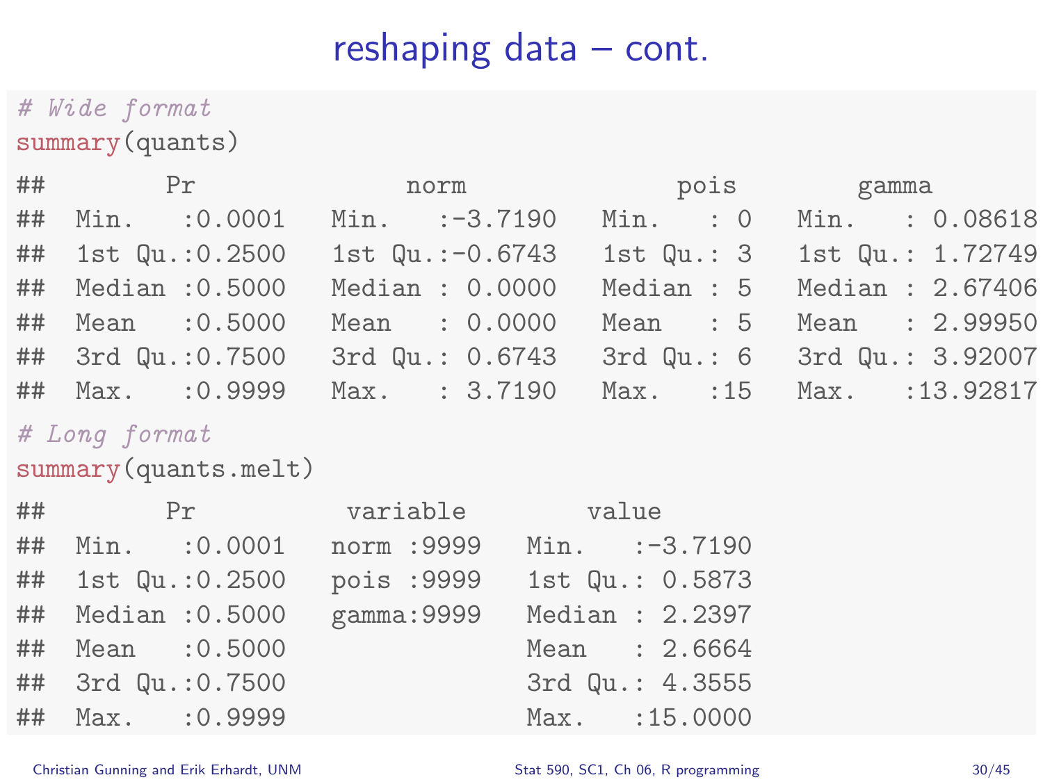# reshaping data – cont.

```r
# Wide format
summary(quants)
```

```
##        Pr              norm               pois          gamma         
##  Min.   :0.0001   Min.   :-3.7190   Min.   : 0   Min.   : 0.08618  
##  1st Qu.:0.2500   1st Qu.:-0.6743   1st Qu.: 3   1st Qu.: 1.72749  
##  Median :0.5000   Median : 0.0000   Median : 5   Median : 2.67406  
##  Mean   :0.5000   Mean   : 0.0000   Mean   : 5   Mean   : 2.99950  
##  3rd Qu.:0.7500   3rd Qu.: 0.6743   3rd Qu.: 6   3rd Qu.: 3.92007  
##  Max.   :0.9999   Max.   : 3.7190   Max.   :15   Max.   :13.92817
```

```r
# Long format
summary(quants.melt)
```

```
##        Pr             variable         value        
##  Min.   :0.0001   norm :9999   Min.   :-3.7190  
##  1st Qu.:0.2500   pois :9999   1st Qu.: 0.5873  
##  Median :0.5000   gamma:9999   Median : 2.2397  
##  Mean   :0.5000                Mean   : 2.6664  
##  3rd Qu.:0.7500                3rd Qu.: 4.3555  
##  Max.   :0.9999                Max.   :15.0000
```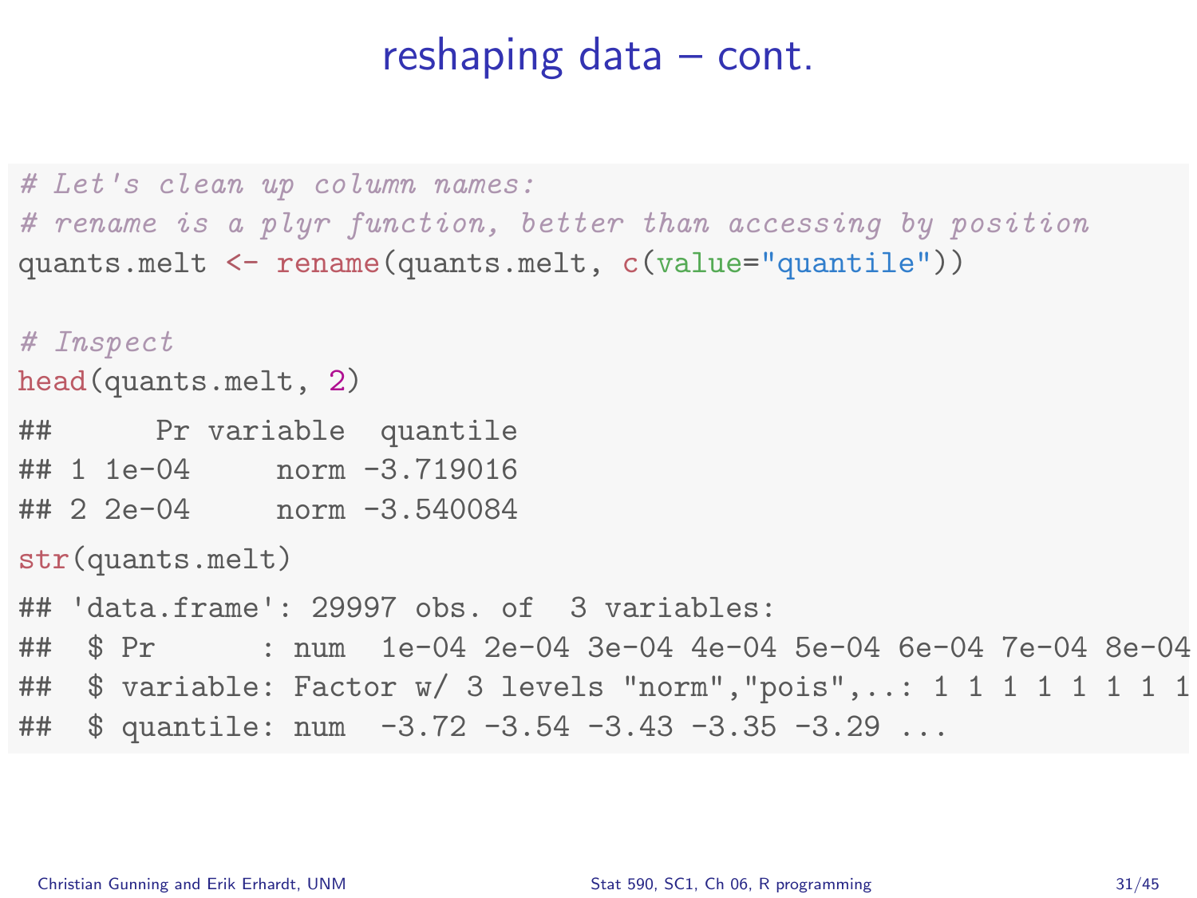# reshaping data – cont.

```
# Let's clean up column names:
# rename is a plyr function, better than accessing by position
quants.melt <- rename(quants.melt, c(value="quantile"))

# Inspect
head(quants.melt, 2)
```

```
##      Pr variable  quantile
## 1 1e-04     norm -3.719016
## 2 2e-04     norm -3.540084
```

```
str(quants.melt)
```

```
## 'data.frame': 29997 obs. of  3 variables:
##  $ Pr      : num  1e-04 2e-04 3e-04 4e-04 5e-04 6e-04 7e-04 8e-04
##  $ variable: Factor w/ 3 levels "norm","pois",..: 1 1 1 1 1 1 1 1
##  $ quantile: num  -3.72 -3.54 -3.43 -3.35 -3.29 ...
```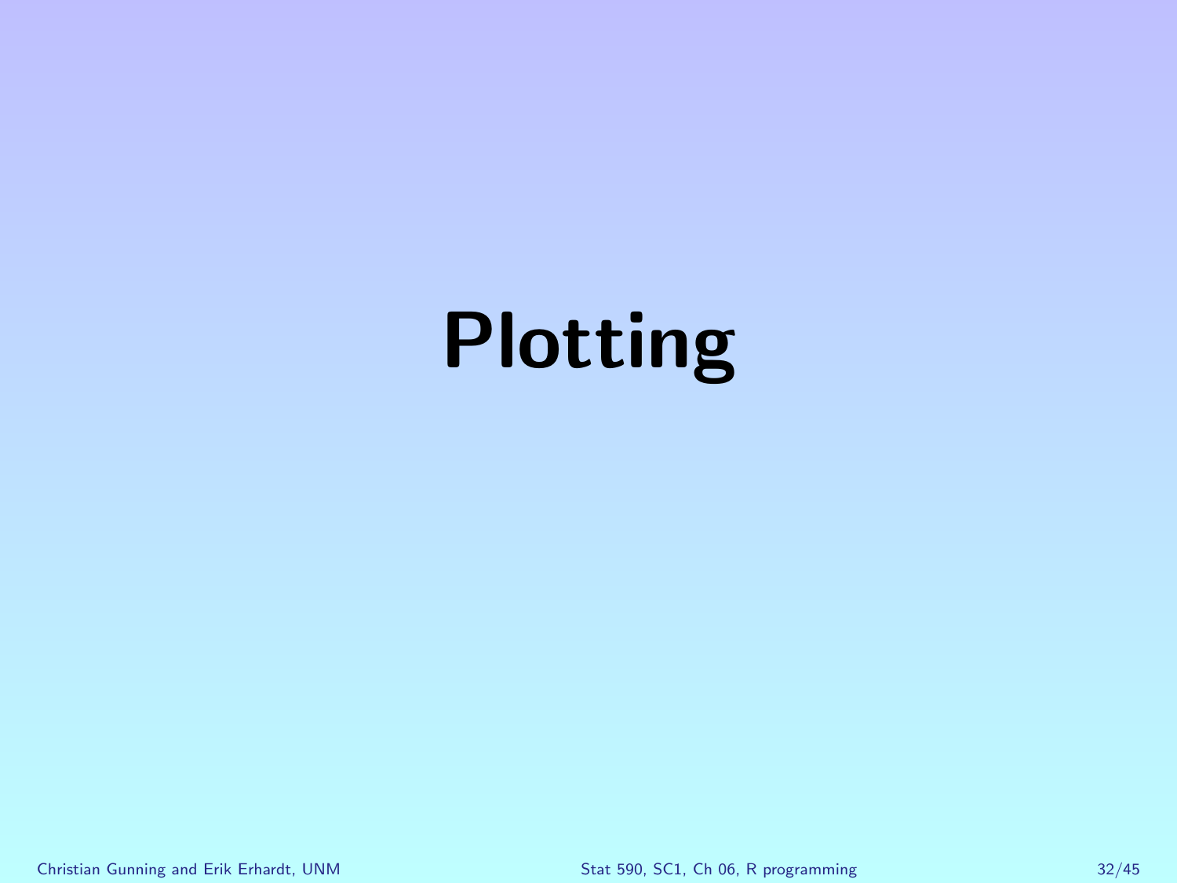# Plotting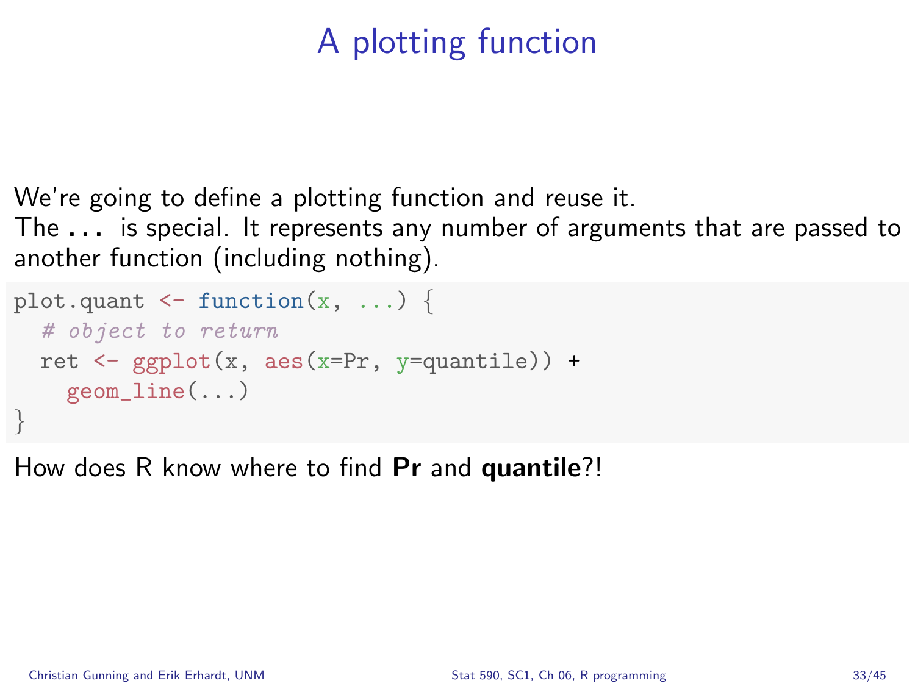# A plotting function

We're going to define a plotting function and reuse it.
The `...` is special. It represents any number of arguments that are passed to another function (including nothing).

```
plot.quant <- function(x, ...) {
  # object to return
  ret <- ggplot(x, aes(x=Pr, y=quantile)) +
    geom_line(...)
}
```

How does R know where to find **Pr** and **quantile**?!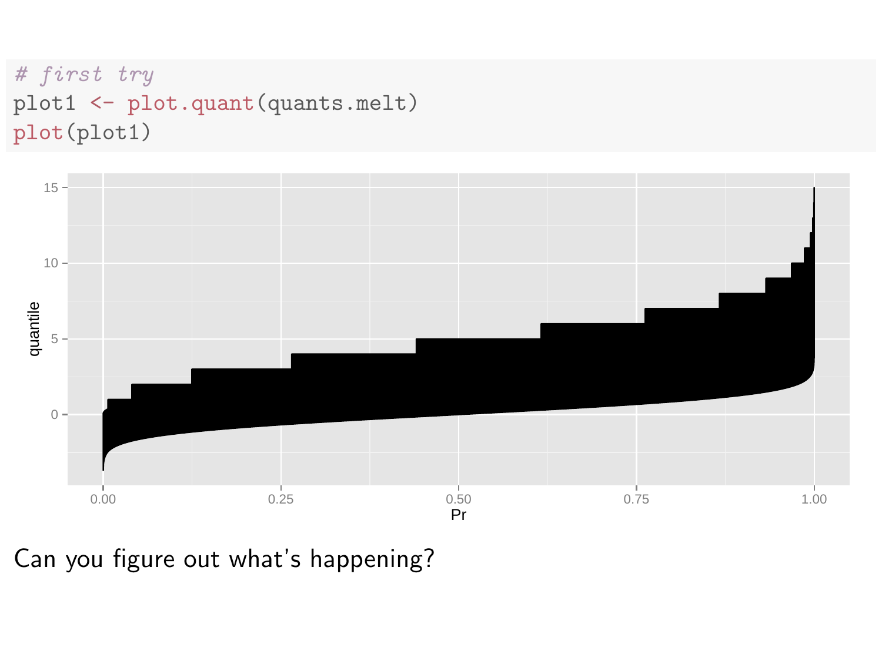```r
# first try
plot1 <- plot.quant(quants.melt)
plot(plot1)
```

Can you figure out what's happening?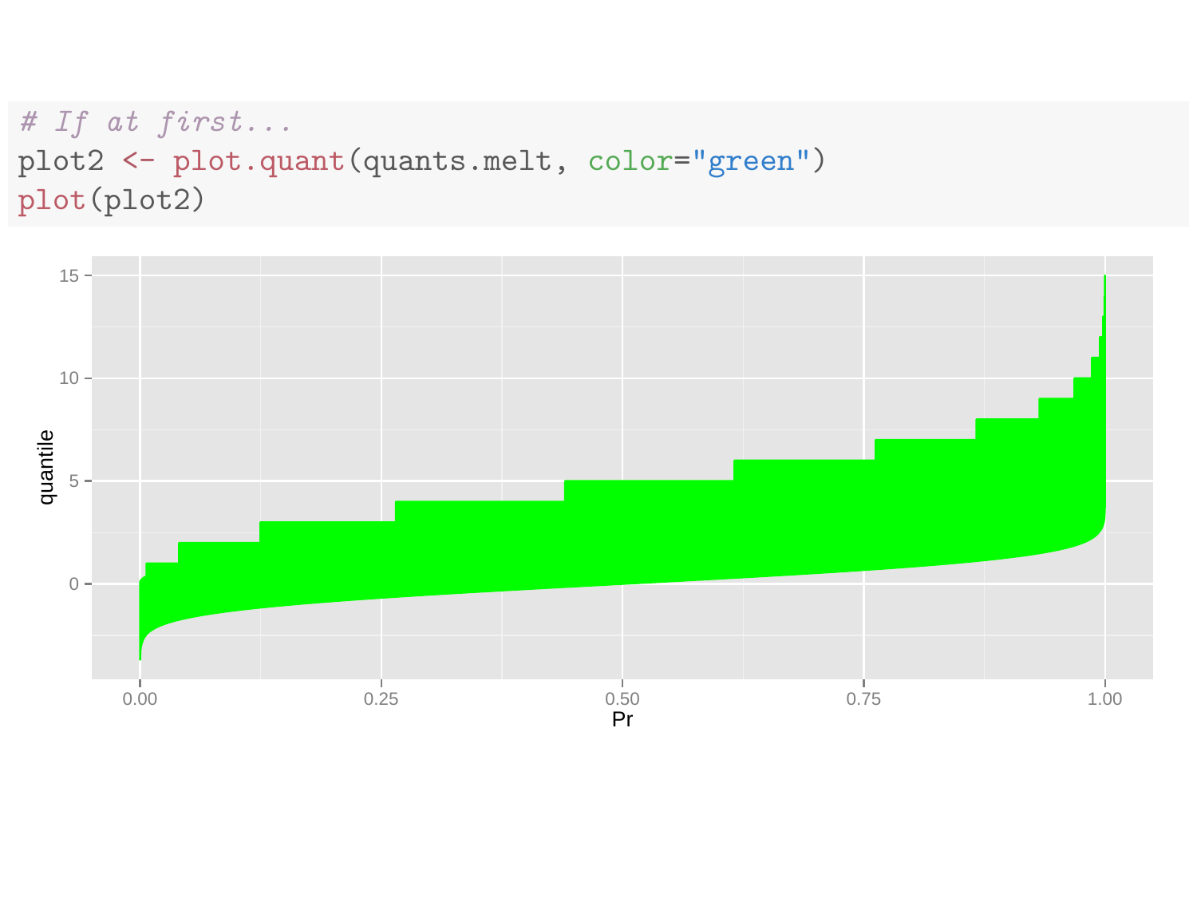```r
# If at first...
plot2 <- plot.quant(quants.melt, color="green")
plot(plot2)
```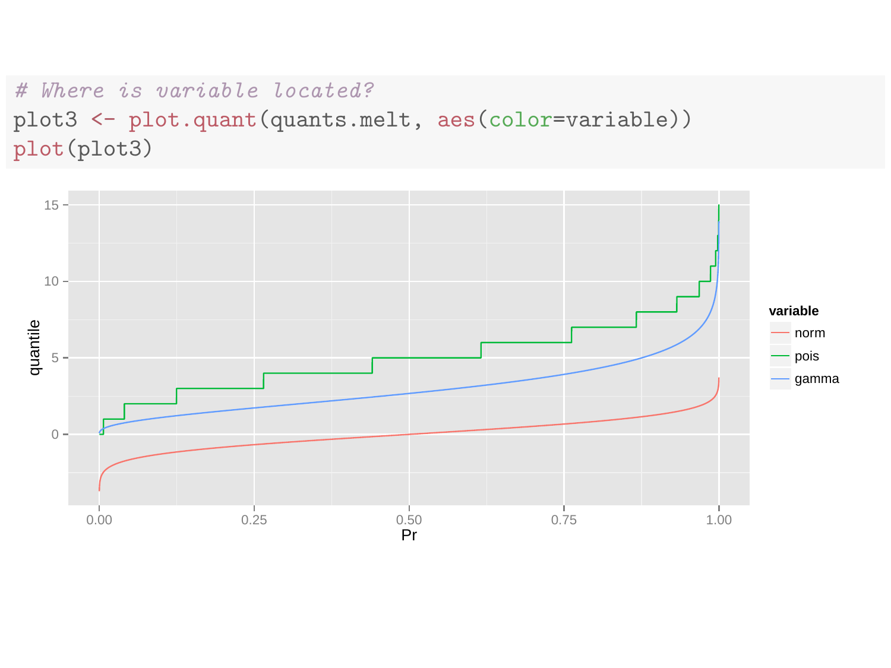```r
# Where is variable located?
plot3 <- plot.quant(quants.melt, aes(color=variable))
plot(plot3)
```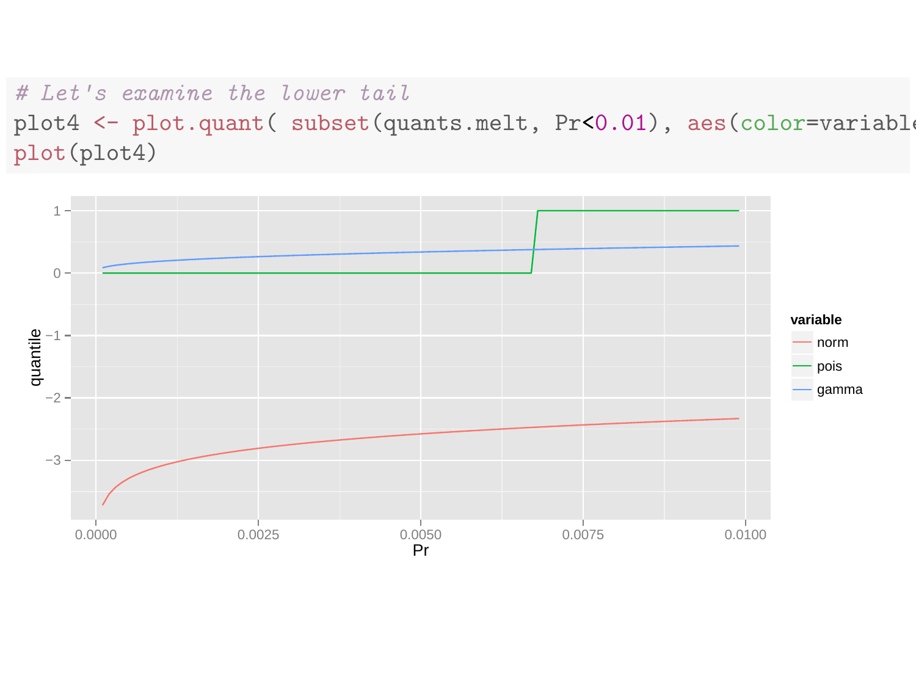```r
# Let's examine the lower tail
plot4 <- plot.quant( subset(quants.melt, Pr<0.01), aes(color=variable
plot(plot4)
```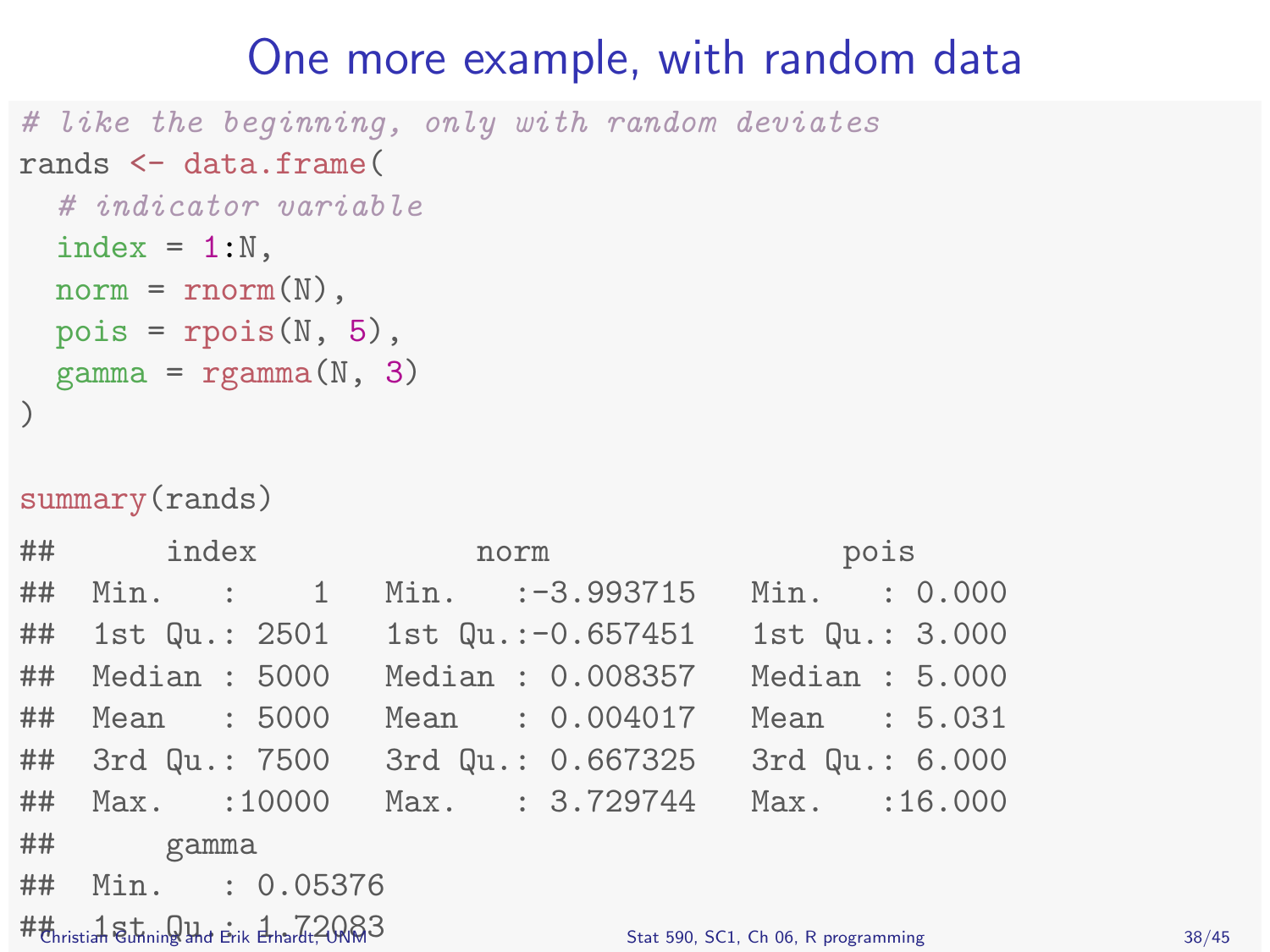# One more example, with random data

```
# like the beginning, only with random deviates
rands <- data.frame(
  # indicator variable
  index = 1:N,
  norm = rnorm(N),
  pois = rpois(N, 5),
  gamma = rgamma(N, 3)
)

summary(rands)
```

```
##      index            norm                pois       
##  Min.   :    1   Min.   :-3.993715   Min.   : 0.000  
##  1st Qu.: 2501   1st Qu.:-0.657451   1st Qu.: 3.000  
##  Median : 5000   Median : 0.008357   Median : 5.000  
##  Mean   : 5000   Mean   : 0.004017   Mean   : 5.031  
##  3rd Qu.: 7500   3rd Qu.: 0.667325   3rd Qu.: 6.000  
##  Max.   :10000   Max.   : 3.729744   Max.   :16.000  
##      gamma        
##  Min.   : 0.05376  
##  1st Qu.: 1.72083
```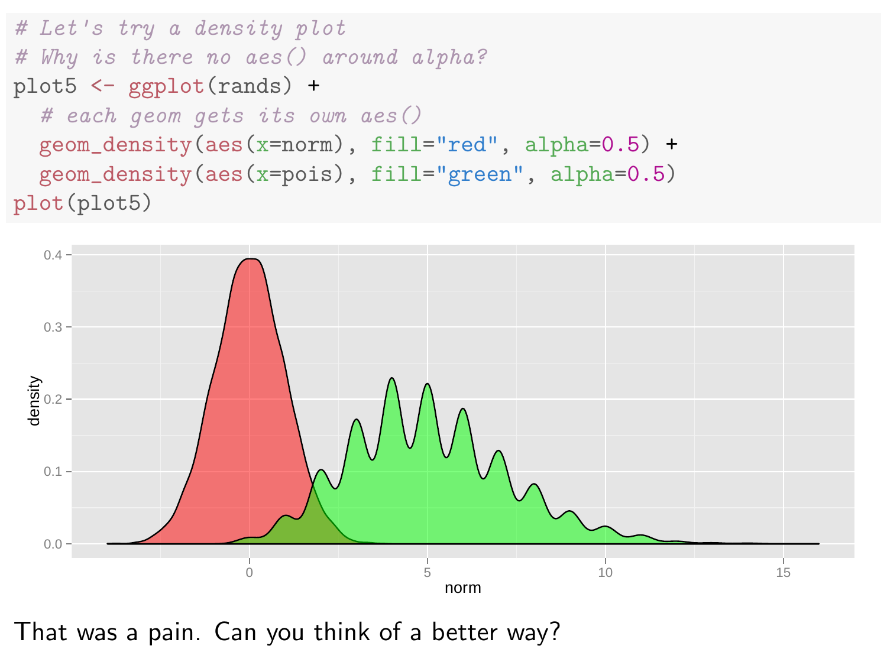```r
# Let's try a density plot
# Why is there no aes() around alpha?
plot5 <- ggplot(rands) +
  # each geom gets its own aes()
  geom_density(aes(x=norm), fill="red", alpha=0.5) +
  geom_density(aes(x=pois), fill="green", alpha=0.5)
plot(plot5)
```

That was a pain. Can you think of a better way?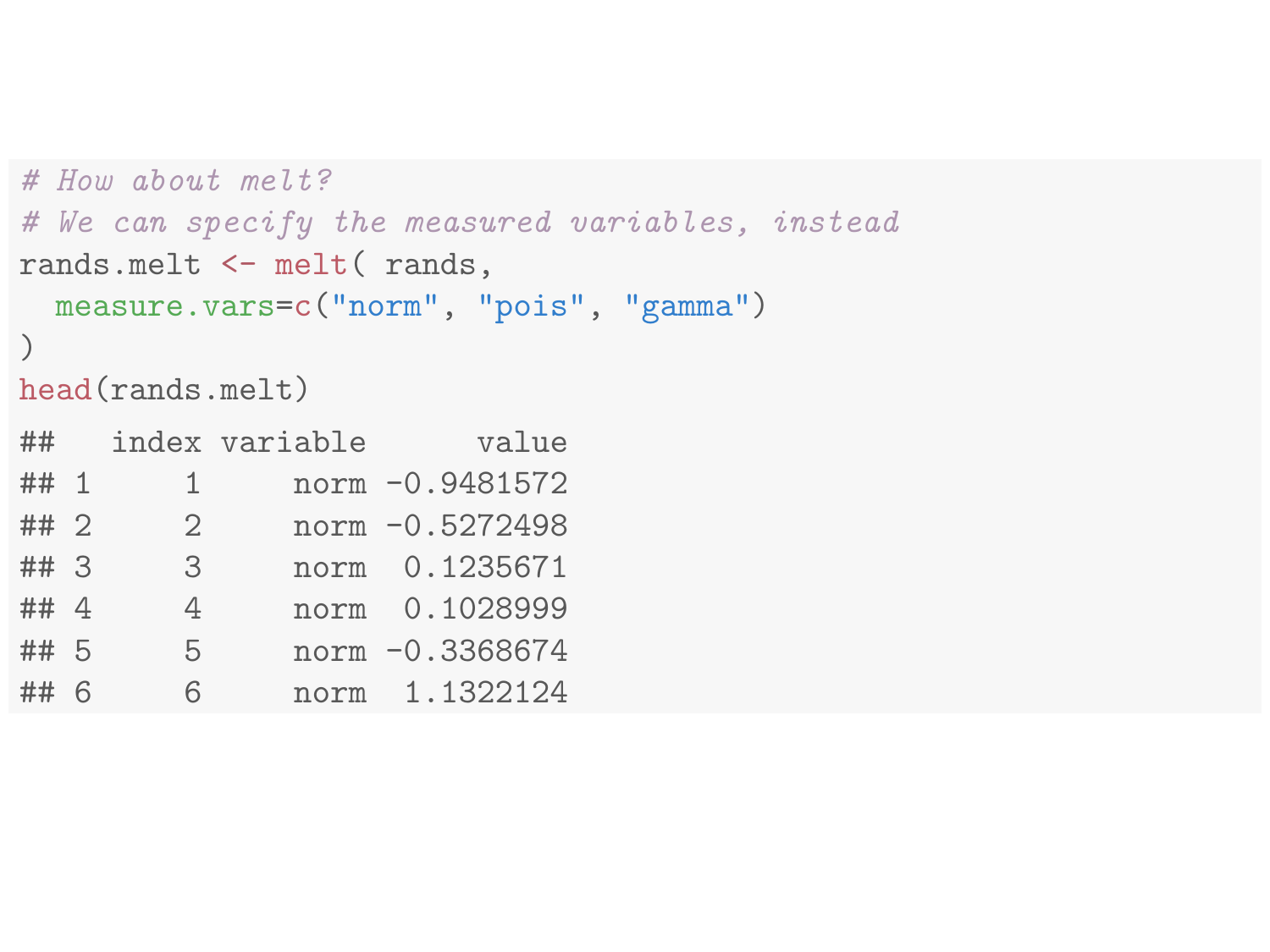```r
# How about melt?
# We can specify the measured variables, instead
rands.melt <- melt( rands,
  measure.vars=c("norm", "pois", "gamma")
)
head(rands.melt)
```

```
##   index variable      value
## 1     1     norm -0.9481572
## 2     2     norm -0.5272498
## 3     3     norm  0.1235671
## 4     4     norm  0.1028999
## 5     5     norm -0.3368674
## 6     6     norm  1.1322124
```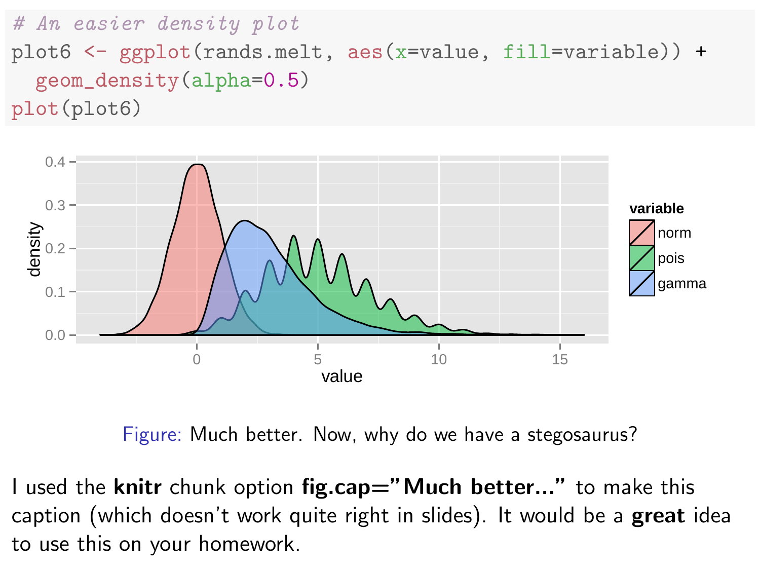```r
# An easier density plot
plot6 <- ggplot(rands.melt, aes(x=value, fill=variable)) +
  geom_density(alpha=0.5)
plot(plot6)
```

Figure: Much better. Now, why do we have a stegosaurus?

I used the **knitr** chunk option **fig.cap="Much better..."** to make this caption (which doesn't work quite right in slides). It would be a **great** idea to use this on your homework.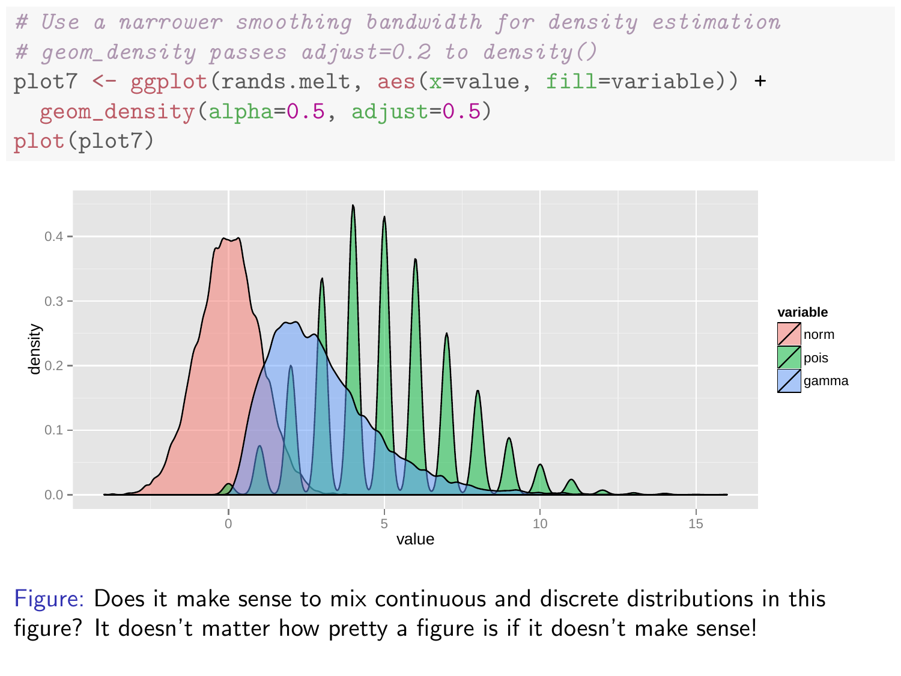```r
# Use a narrower smoothing bandwidth for density estimation
# geom_density passes adjust=0.2 to density()
plot7 <- ggplot(rands.melt, aes(x=value, fill=variable)) +
  geom_density(alpha=0.5, adjust=0.5)
plot(plot7)
```

Figure: Does it make sense to mix continuous and discrete distributions in this figure? It doesn't matter how pretty a figure is if it doesn't make sense!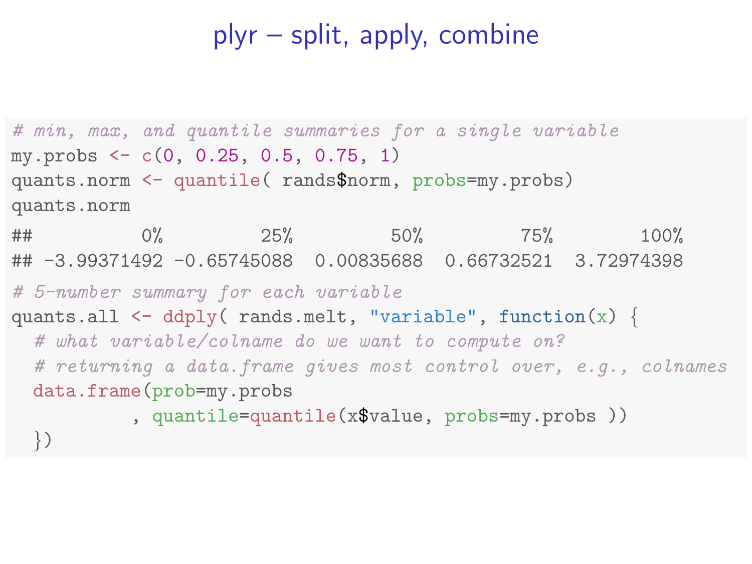# plyr – split, apply, combine

```r
# min, max, and quantile summaries for a single variable
my.probs <- c(0, 0.25, 0.5, 0.75, 1)
quants.norm <- quantile( rands$norm, probs=my.probs)
quants.norm
```

```
##          0%         25%         50%         75%        100% 
## -3.99371492 -0.65745088  0.00835688  0.66732521  3.72974398
```

```r
# 5-number summary for each variable
quants.all <- ddply( rands.melt, "variable", function(x) {
  # what variable/colname do we want to compute on?
  # returning a data.frame gives most control over, e.g., colnames
  data.frame(prob=my.probs
          , quantile=quantile(x$value, probs=my.probs ))
  })
```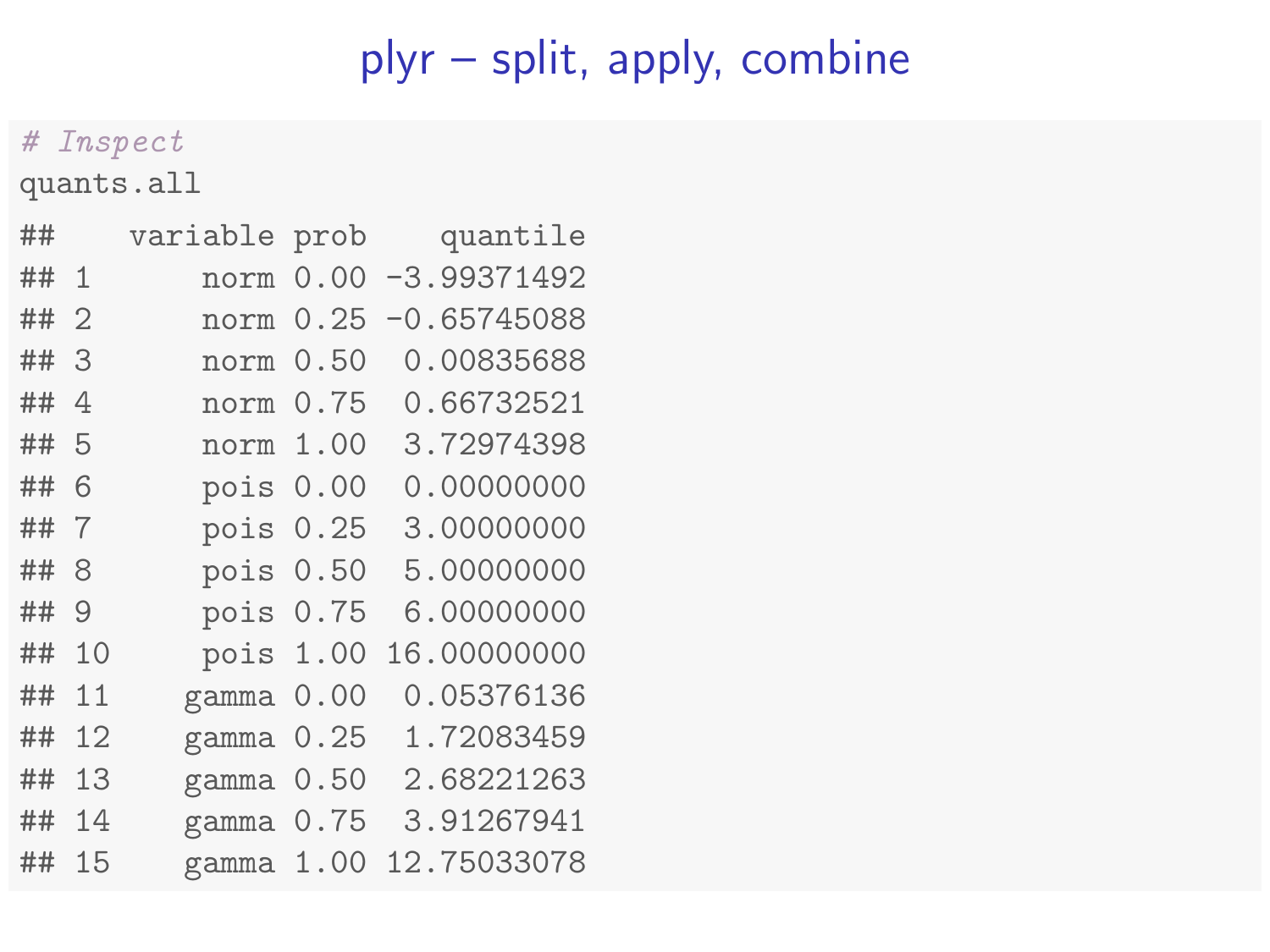# plyr – split, apply, combine

```
# Inspect
quants.all
```

```
##    variable prob    quantile
## 1      norm 0.00 -3.99371492
## 2      norm 0.25 -0.65745088
## 3      norm 0.50  0.00835688
## 4      norm 0.75  0.66732521
## 5      norm 1.00  3.72974398
## 6      pois 0.00  0.00000000
## 7      pois 0.25  3.00000000
## 8      pois 0.50  5.00000000
## 9      pois 0.75  6.00000000
## 10     pois 1.00 16.00000000
## 11    gamma 0.00  0.05376136
## 12    gamma 0.25  1.72083459
## 13    gamma 0.50  2.68221263
## 14    gamma 0.75  3.91267941
## 15    gamma 1.00 12.75033078
```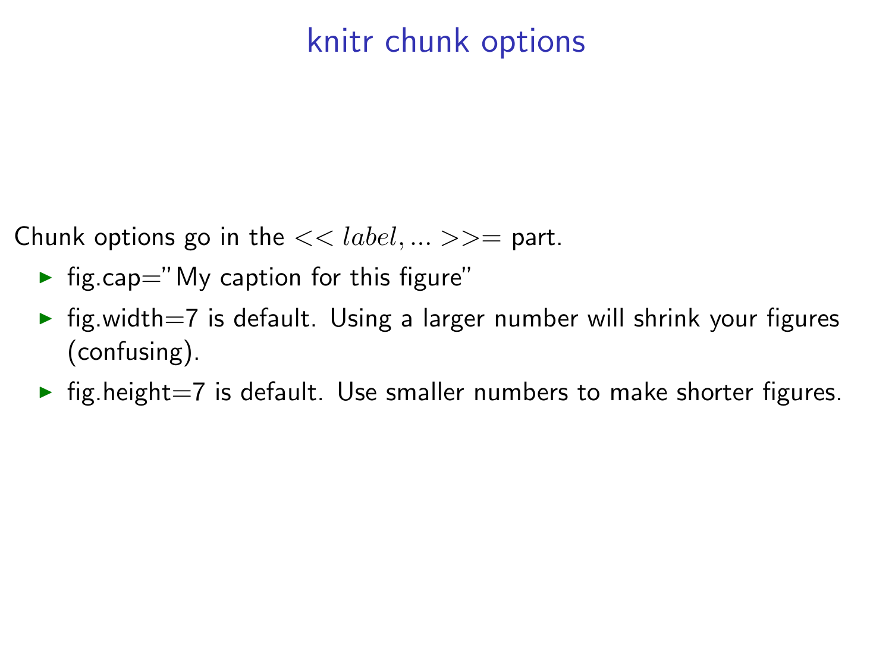# knitr chunk options

Chunk options go in the $<< label, ... >>=$ part.

- fig.cap="My caption for this figure"
- fig.width=7 is default. Using a larger number will shrink your figures (confusing).
- fig.height=7 is default. Use smaller numbers to make shorter figures.